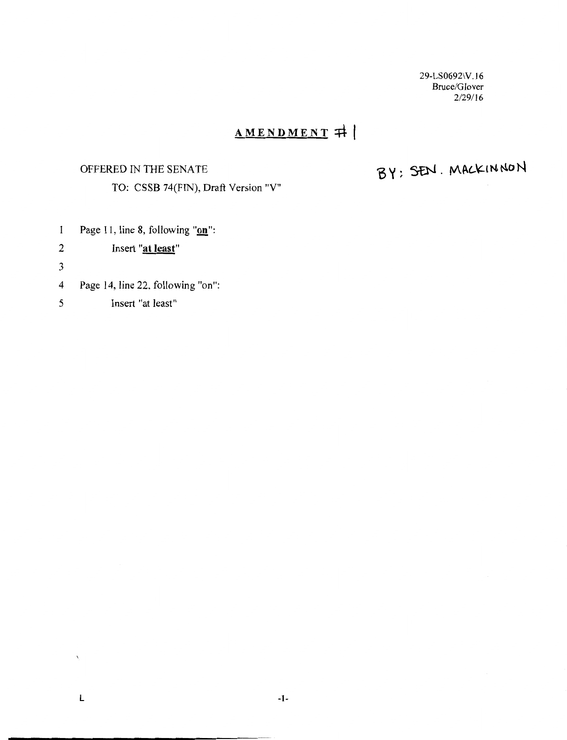29-LS0692\V.16
Bruce/Glover
2/29/16

# AMENDMENT #1

OFFERED IN THE SENATE

TO: CSSB 74(FIN), Draft Version "V"

BY: SEN. MACKINNON

1 Page 11, line 8, following "**on**":

2 Insert "**at least**"

3

4 Page 14, line 22, following "on":

5 Insert "at least"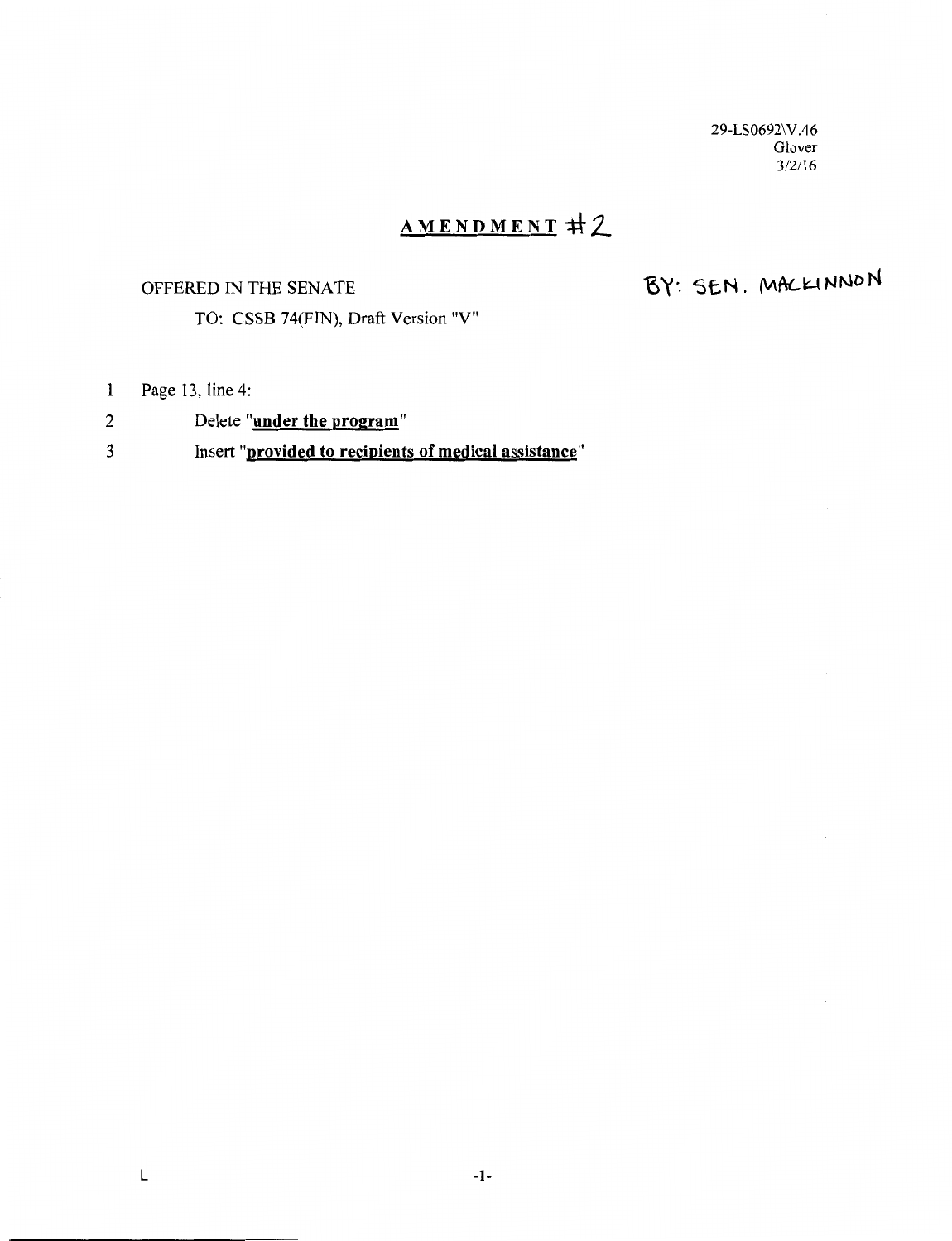29-LS0692\V.46
Glover
3/2/16

# **AMENDMENT** #2

OFFERED IN THE SENATE BY: SEN. MACKINNON

TO: CSSB 74(FIN), Draft Version "V"

1 Page 13, line 4:

2 Delete "**under the program**"

3 Insert "**provided to recipients of medical assistance**"

L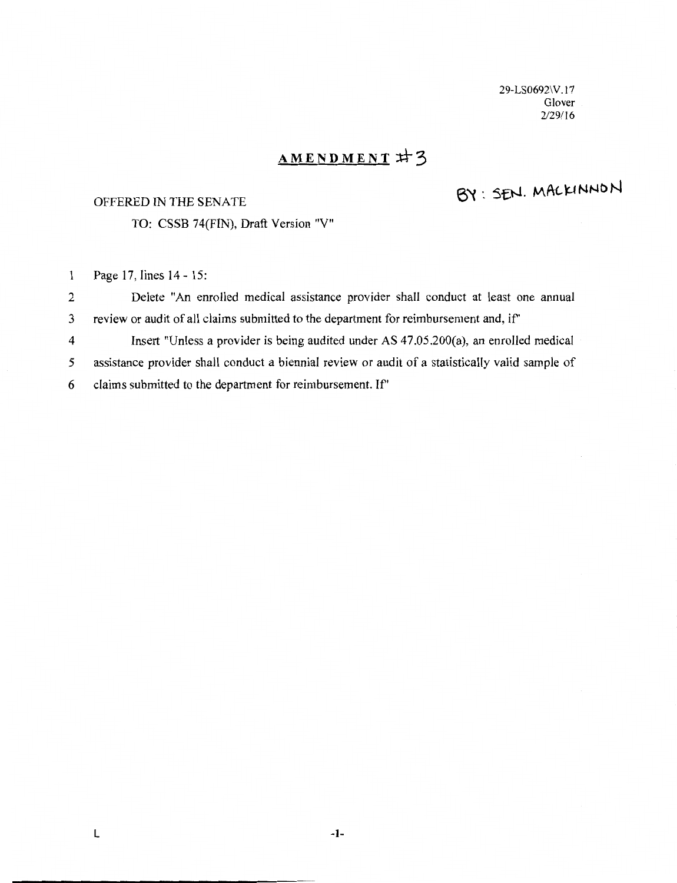29-LS0692\V.17
Glover
2/29/16

# AMENDMENT #3

BY: SEN. MACKINNON

OFFERED IN THE SENATE

TO: CSSB 74(FIN), Draft Version "V"

1 Page 17, lines 14 - 15:

2 Delete "An enrolled medical assistance provider shall conduct at least one annual

3 review or audit of all claims submitted to the department for reimbursement and, if"

4 Insert "Unless a provider is being audited under AS 47.05.200(a), an enrolled medical

5 assistance provider shall conduct a biennial review or audit of a statistically valid sample of

6 claims submitted to the department for reimbursement. If"

L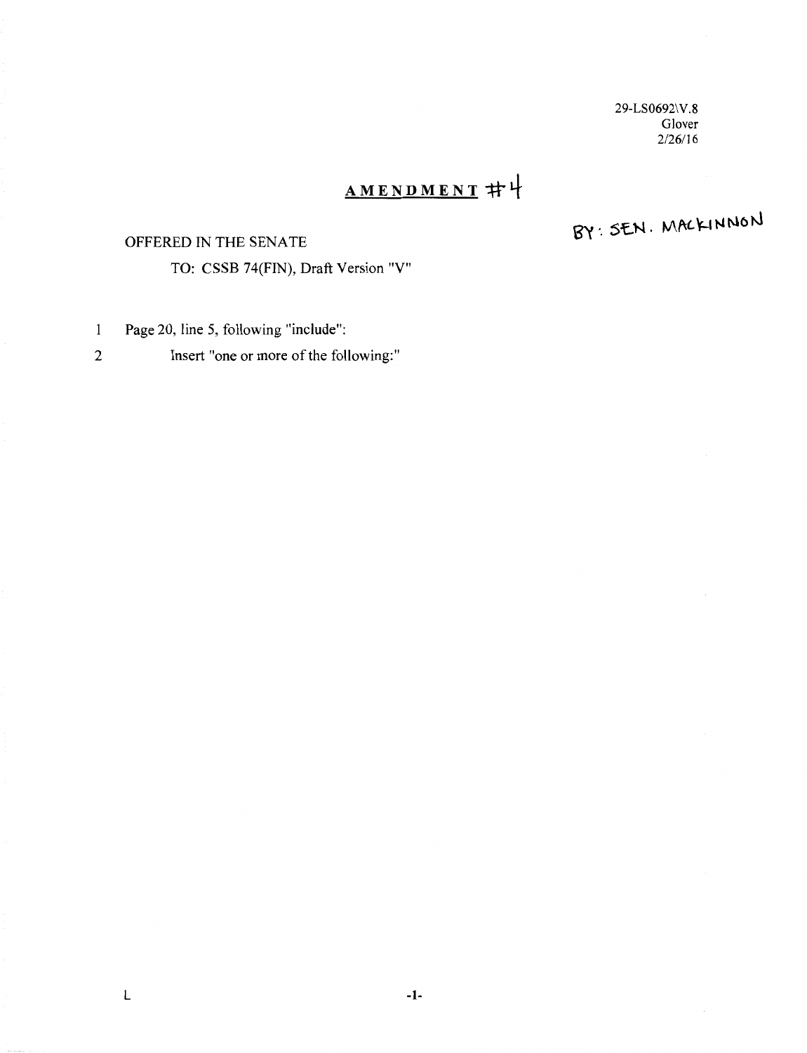29-LS0692\V.8
Glover
2/26/16

# AMENDMENT #4

BY: SEN. MACKINNON

OFFERED IN THE SENATE

TO: CSSB 74(FIN), Draft Version "V"

1 Page 20, line 5, following "include":

2 Insert "one or more of the following:"

L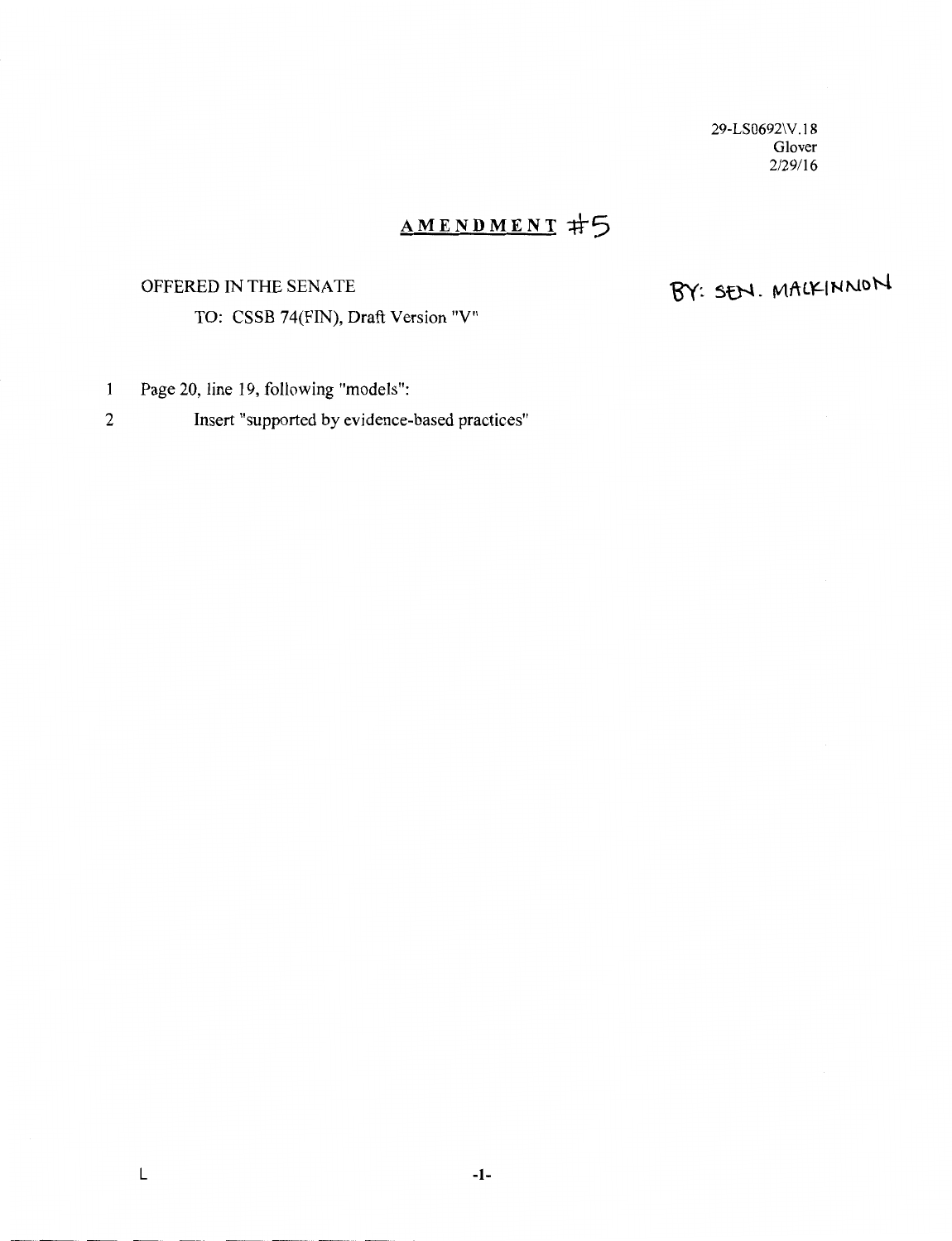29-LS0692\V.18
Glover
2/29/16

# AMENDMENT #5

OFFERED IN THE SENATE

BY: SEN. MACKINNON

TO: CSSB 74(FIN), Draft Version "V"

1 Page 20, line 19, following "models":

2 Insert "supported by evidence-based practices"

L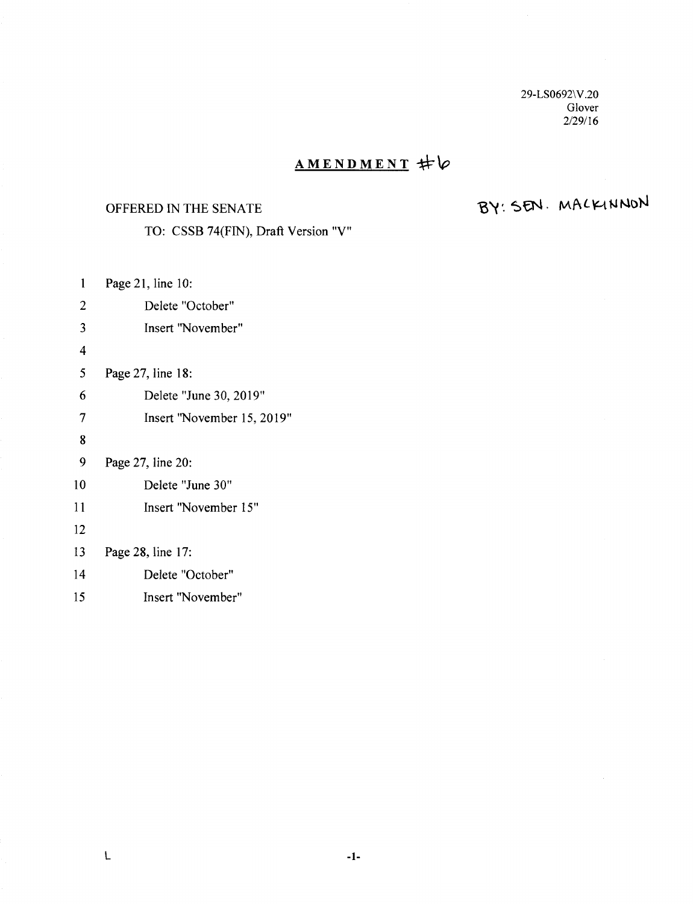29-LS0692\V.20
Glover
2/29/16

## AMENDMENT #6

OFFERED IN THE SENATE BY: SEN. MACKINNON

TO: CSSB 74(FIN), Draft Version "V"

1 Page 21, line 10:
2 Delete "October"
3 Insert "November"
4
5 Page 27, line 18:
6 Delete "June 30, 2019"
7 Insert "November 15, 2019"
8
9 Page 27, line 20:
10 Delete "June 30"
11 Insert "November 15"
12
13 Page 28, line 17:
14 Delete "October"
15 Insert "November"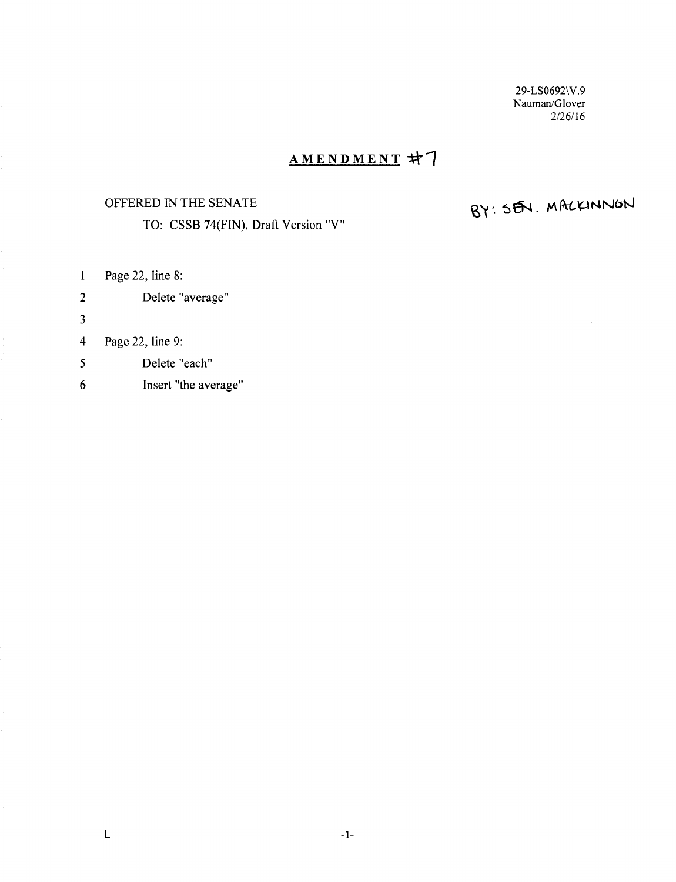29-LS0692\V.9
Nauman/Glover
2/26/16

## AMENDMENT #7

OFFERED IN THE SENATE

BY: SEN. MACKINNON

TO: CSSB 74(FIN), Draft Version "V"

1 Page 22, line 8:

2 Delete "average"

3

4 Page 22, line 9:

5 Delete "each"

6 Insert "the average"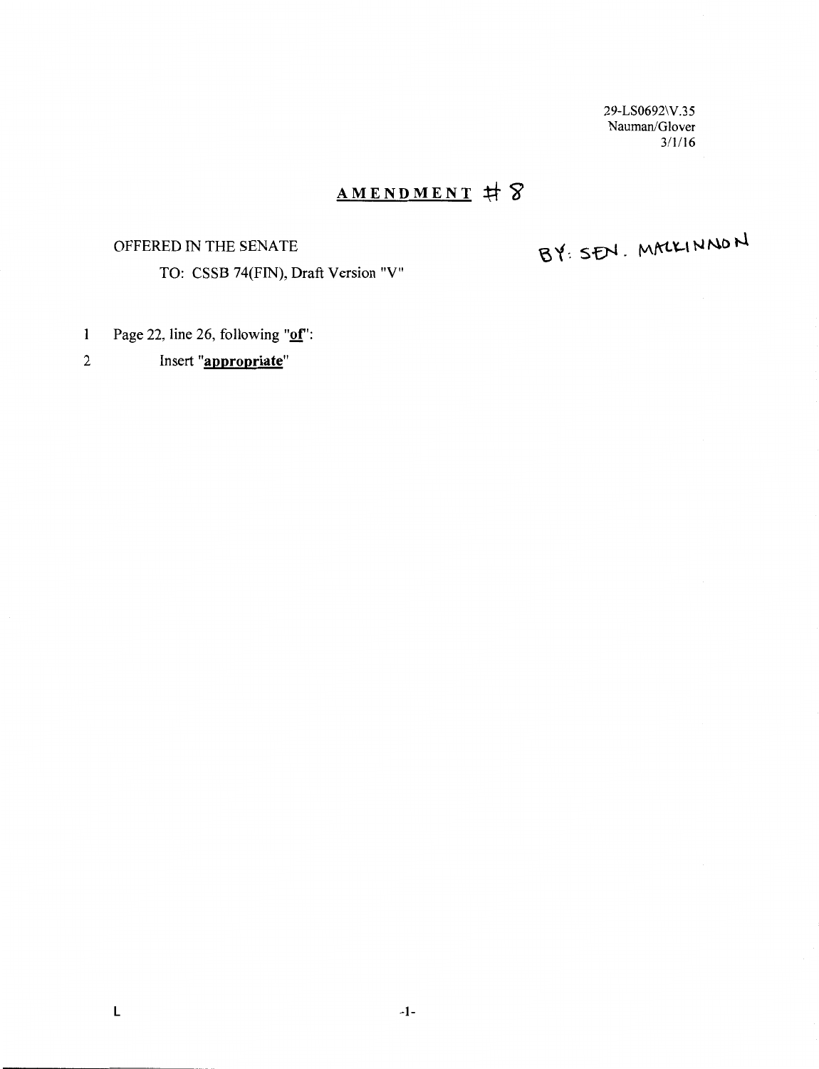29-LS0692\V.35
Nauman/Glover
3/1/16

# **AMENDMENT** # 8

OFFERED IN THE SENATE

TO: CSSB 74(FIN), Draft Version "V"

BY: SEN. MACKINNON

1 Page 22, line 26, following "**of**":

2 Insert "**appropriate**"

L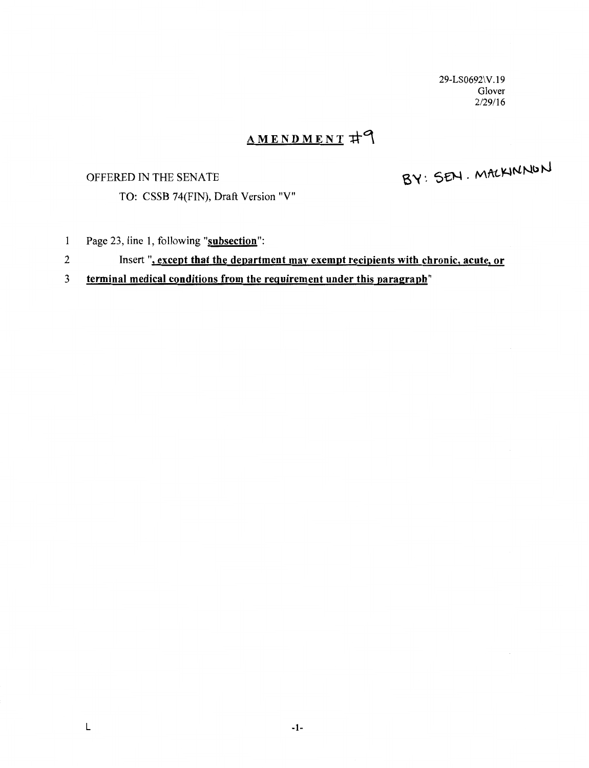29-LS0692\V.19
Glover
2/29/16

# AMENDMENT #9

OFFERED IN THE SENATE

BY: SEN. MACKINNON

TO: CSSB 74(FIN), Draft Version "V"

1 Page 23, line 1, following "**subsection**":

2 Insert "**, except that the department may exempt recipients with chronic, acute, or**

3 **terminal medical conditions from the requirement under this paragraph**"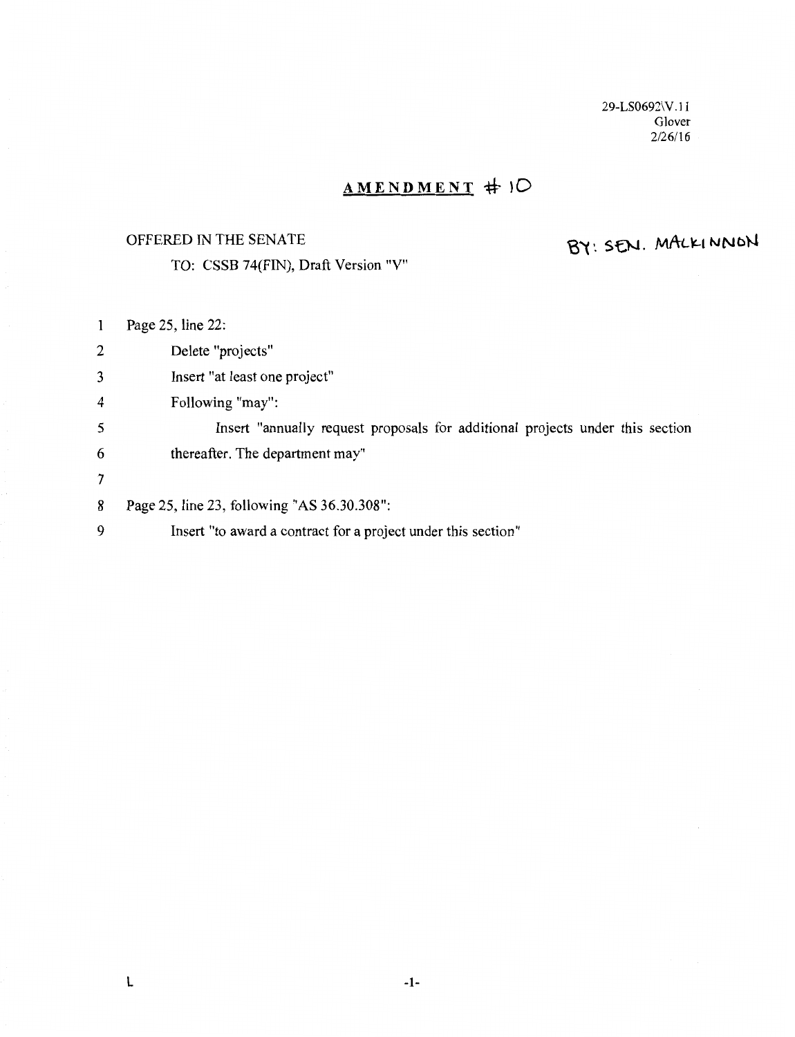29-LS0692\V.11
Glover
2/26/16

# AMENDMENT # 10

OFFERED IN THE SENATE BY: SEN. MACKINNON

TO: CSSB 74(FIN), Draft Version "V"

1 Page 25, line 22:
2 Delete "projects"
3 Insert "at least one project"
4 Following "may":
5 Insert "annually request proposals for additional projects under this section
6 thereafter. The department may"
7
8 Page 25, line 23, following "AS 36.30.308":
9 Insert "to award a contract for a project under this section"

L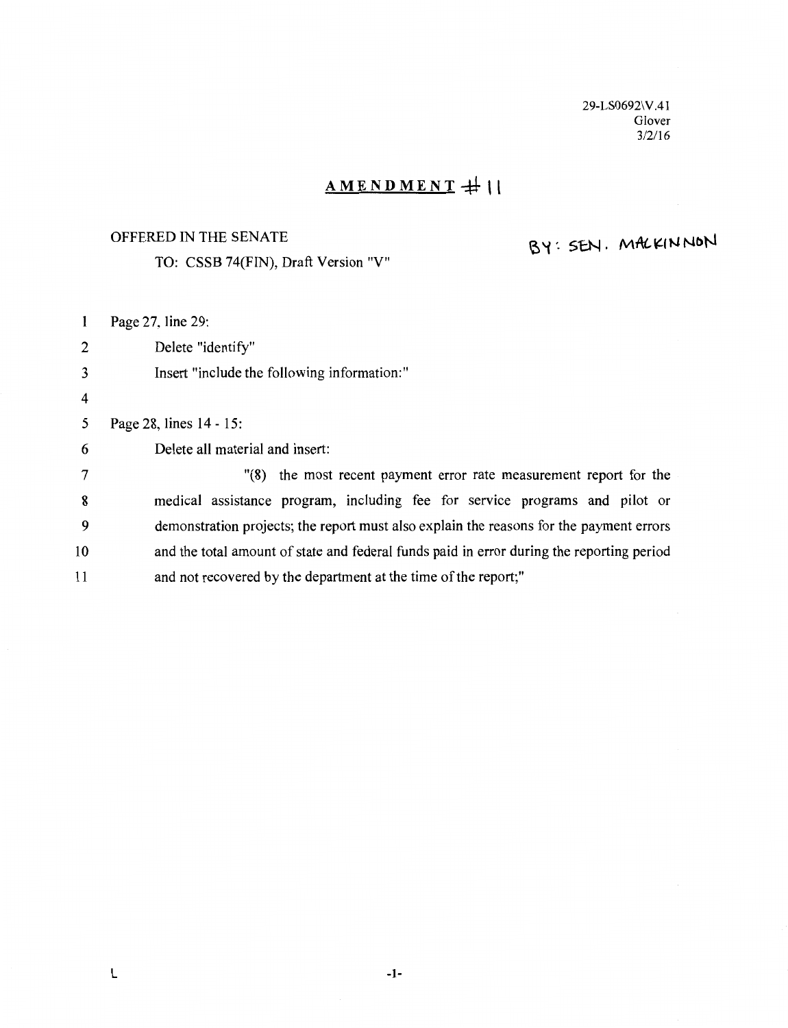29-LS0692\V.41
Glover
3/2/16

## AMENDMENT # 11

OFFERED IN THE SENATE

BY: SEN. MACKINNON

TO: CSSB 74(FIN), Draft Version "V"

1 Page 27, line 29:

2 Delete "identify"

3 Insert "include the following information:"

4

5 Page 28, lines 14 - 15:

6 Delete all material and insert:

7 "(8) the most recent payment error rate measurement report for the

8 medical assistance program, including fee for service programs and pilot or

9 demonstration projects; the report must also explain the reasons for the payment errors

10 and the total amount of state and federal funds paid in error during the reporting period

11 and not recovered by the department at the time of the report;"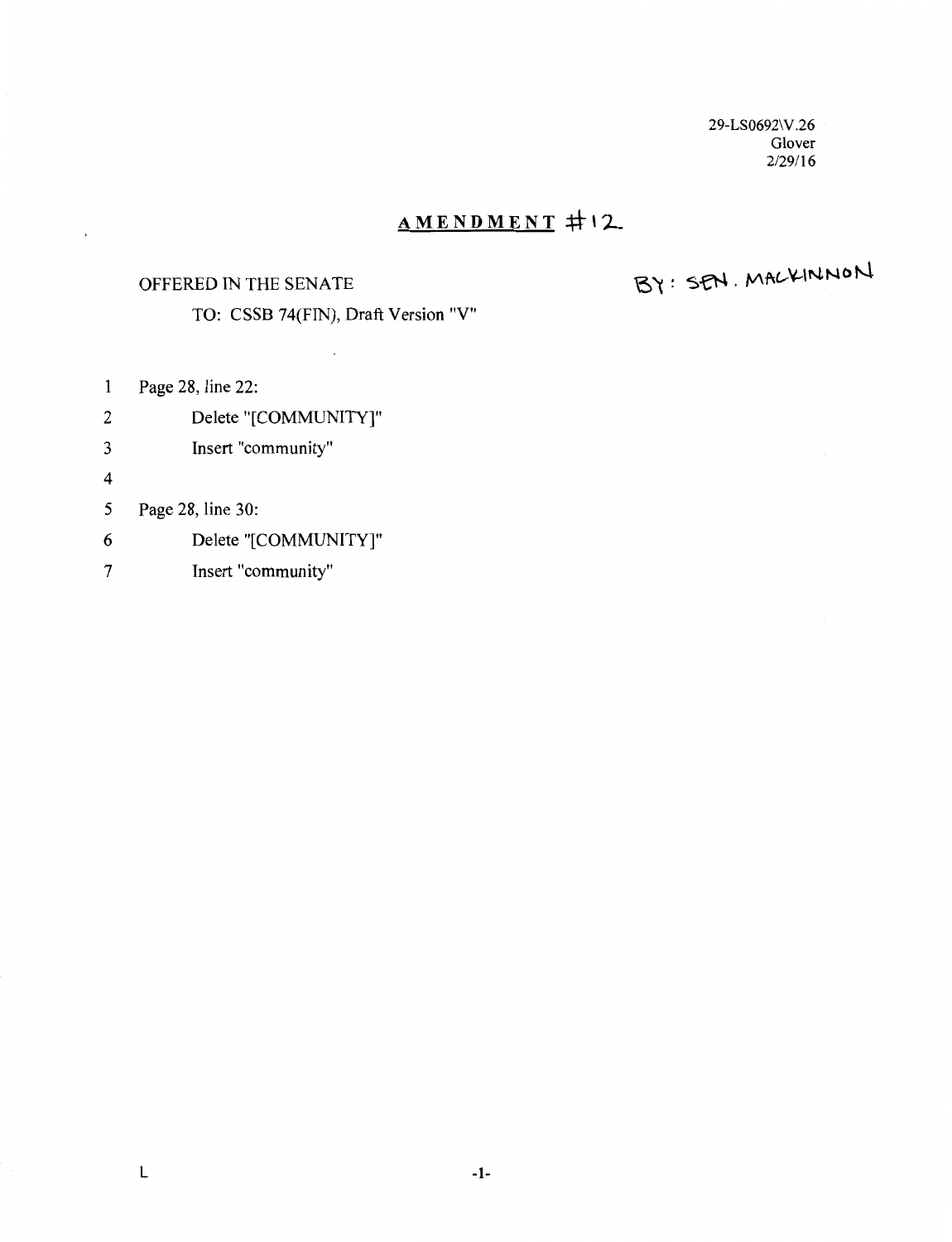29-LS0692\V.26
Glover
2/29/16

# AMENDMENT #12

OFFERED IN THE SENATE

BY: SEN. MACKINNON

TO: CSSB 74(FIN), Draft Version "V"

1 Page 28, line 22:

2 Delete "[COMMUNITY]"

3 Insert "community"

4

5 Page 28, line 30:

6 Delete "[COMMUNITY]"

7 Insert "community"

L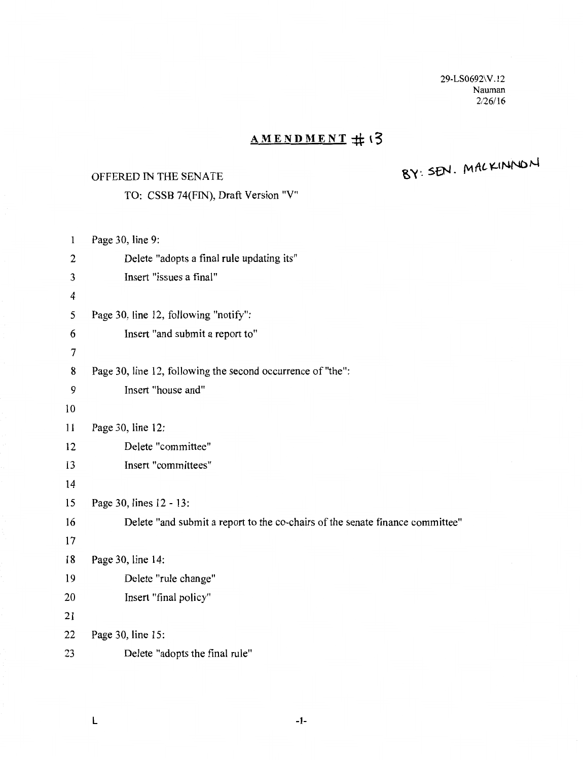29-LS0692\V.12
Nauman
2/26/16

# AMENDMENT #13

OFFERED IN THE SENATE                                        BY: SEN. MACKINNON

TO: CSSB 74(FIN), Draft Version "V"

1 Page 30, line 9:

2 Delete "adopts a final rule updating its"

3 Insert "issues a final"

4

5 Page 30, line 12, following "notify":

6 Insert "and submit a report to"

7

8 Page 30, line 12, following the second occurrence of "the":

9 Insert "house and"

10

11 Page 30, line 12:

12 Delete "committee"

13 Insert "committees"

14

15 Page 30, lines 12 - 13:

16 Delete "and submit a report to the co-chairs of the senate finance committee"

17

18 Page 30, line 14:

19 Delete "rule change"

20 Insert "final policy"

21

22 Page 30, line 15:

23 Delete "adopts the final rule"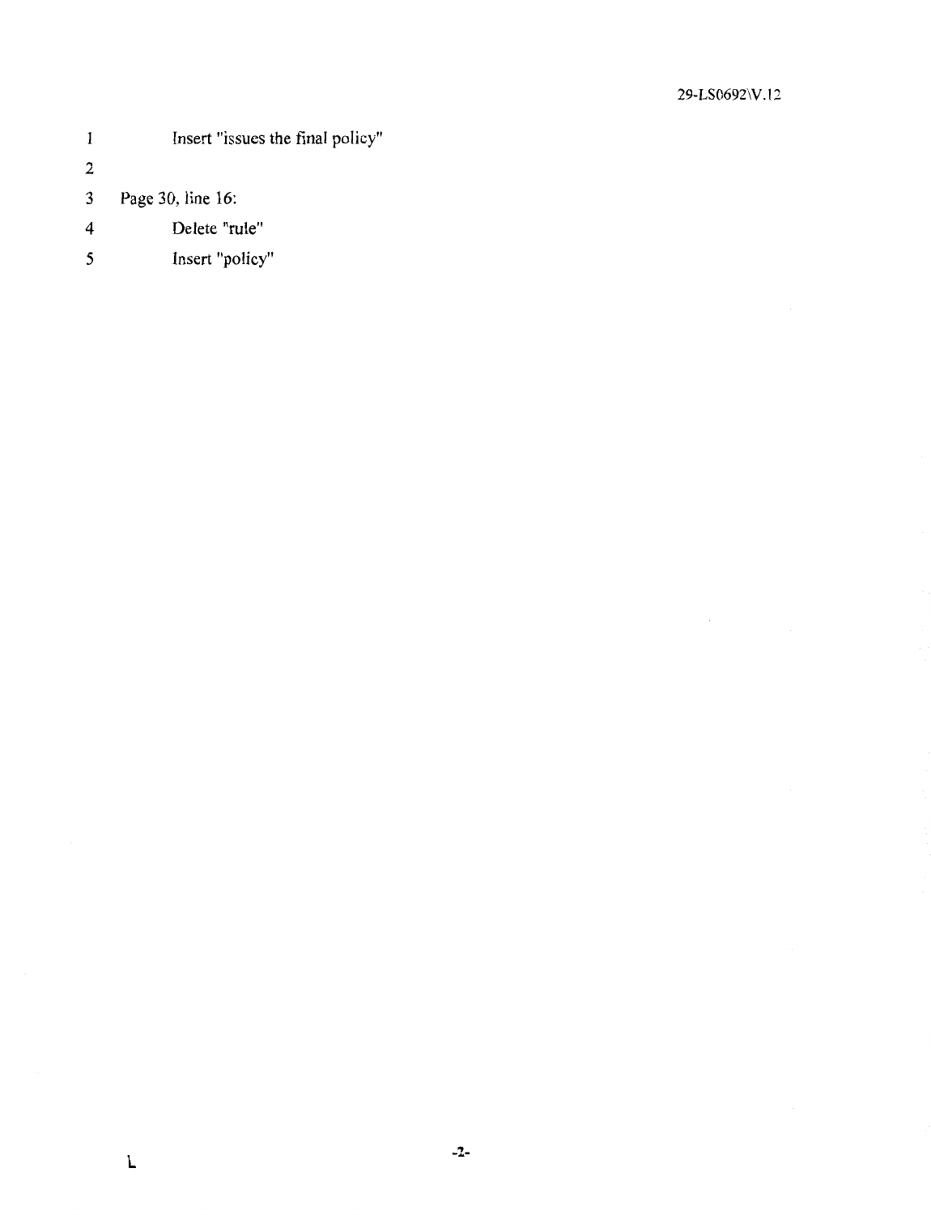Insert "issues the final policy"

Page 30, line 16:

Delete "rule"

Insert "policy"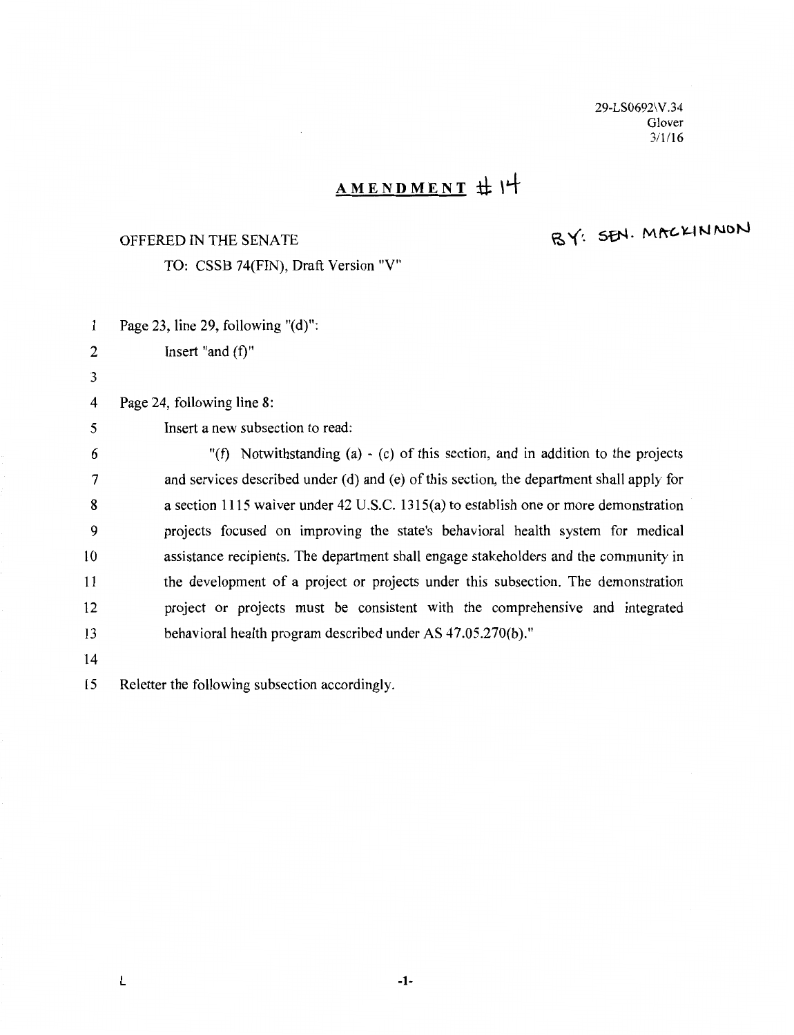29-LS0692\V.34
Glover
3/1/16

# AMENDMENT #14

OFFERED IN THE SENATE BY: SEN. MACKINNON

TO: CSSB 74(FIN), Draft Version "V"

1 Page 23, line 29, following "(d)":

2 Insert "and (f)"

3

4 Page 24, following line 8:

5 Insert a new subsection to read:

6 "(f) Notwithstanding (a) - (c) of this section, and in addition to the projects

7 and services described under (d) and (e) of this section, the department shall apply for

8 a section 1115 waiver under 42 U.S.C. 1315(a) to establish one or more demonstration

9 projects focused on improving the state's behavioral health system for medical

10 assistance recipients. The department shall engage stakeholders and the community in

11 the development of a project or projects under this subsection. The demonstration

12 project or projects must be consistent with the comprehensive and integrated

13 behavioral health program described under AS 47.05.270(b)."

14

15 Reletter the following subsection accordingly.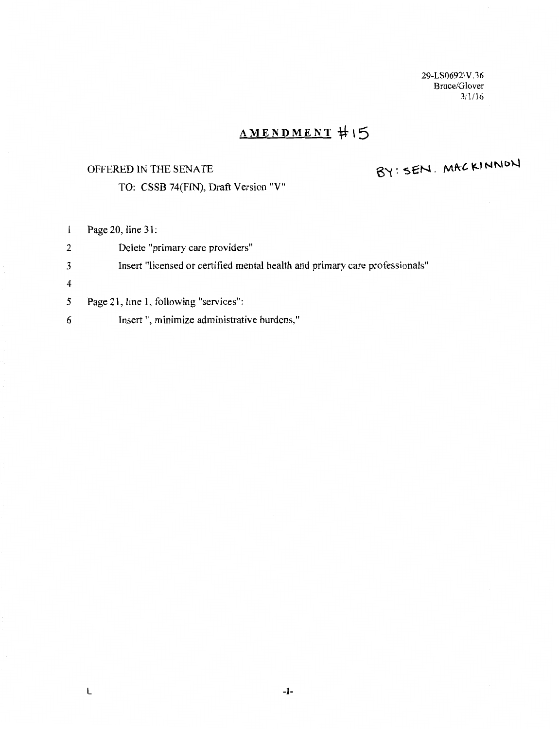29-LS0692\V.36
Bruce/Glover
3/1/16

# AMENDMENT #15

OFFERED IN THE SENATE BY: SEN. MACKINNON

TO: CSSB 74(FIN), Draft Version "V"

1 Page 20, line 31:

2 Delete "primary care providers"

3 Insert "licensed or certified mental health and primary care professionals"

4

5 Page 21, line 1, following "services":

6 Insert ", minimize administrative burdens,"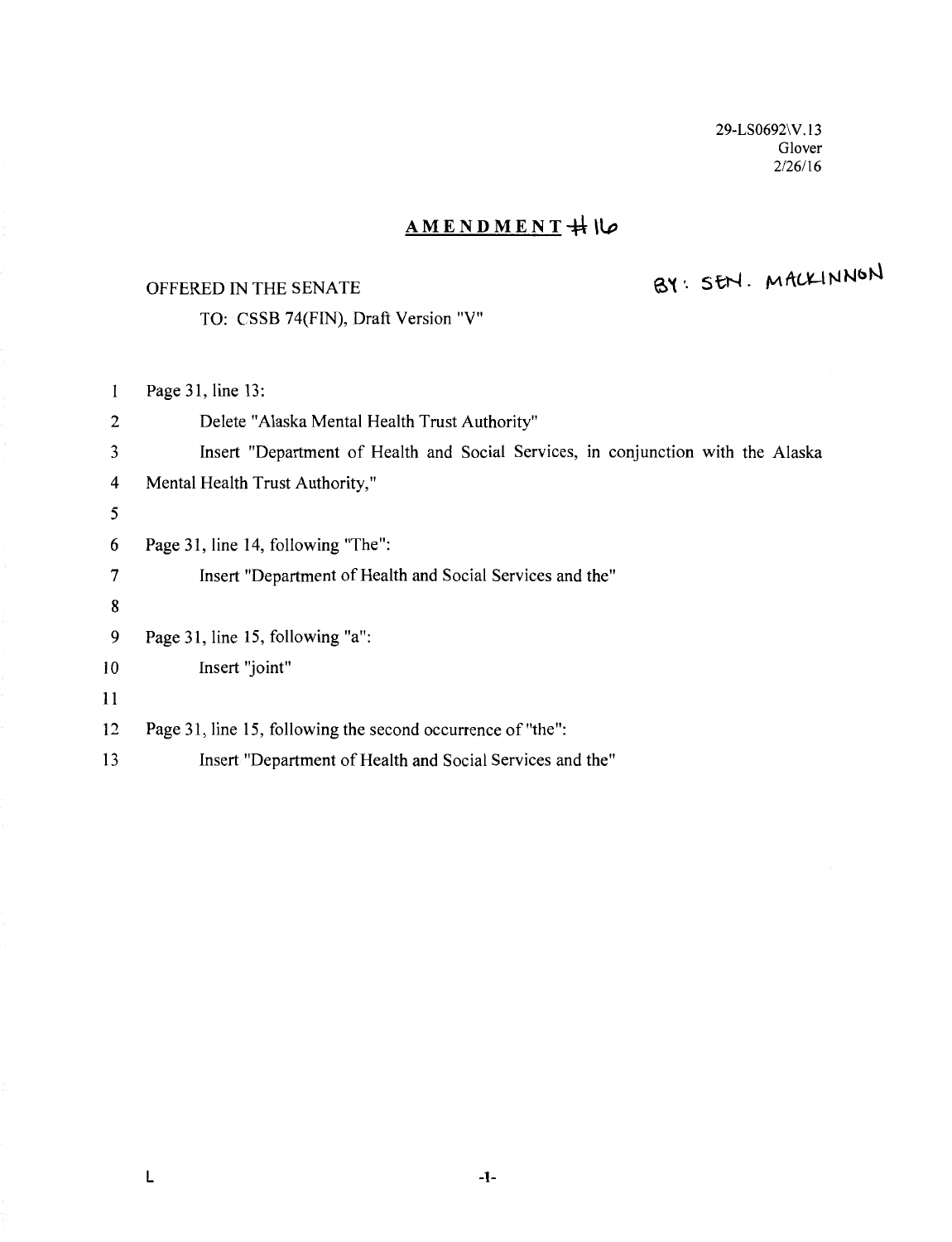29-LS0692\V.13
Glover
2/26/16

# AMENDMENT #16

OFFERED IN THE SENATE BY: SEN. MACKINNON

TO: CSSB 74(FIN), Draft Version "V"

1 Page 31, line 13:

2 Delete "Alaska Mental Health Trust Authority"

3 Insert "Department of Health and Social Services, in conjunction with the Alaska

4 Mental Health Trust Authority,"

5

6 Page 31, line 14, following "The":

7 Insert "Department of Health and Social Services and the"

8

9 Page 31, line 15, following "a":

10 Insert "joint"

11

12 Page 31, line 15, following the second occurrence of "the":

13 Insert "Department of Health and Social Services and the"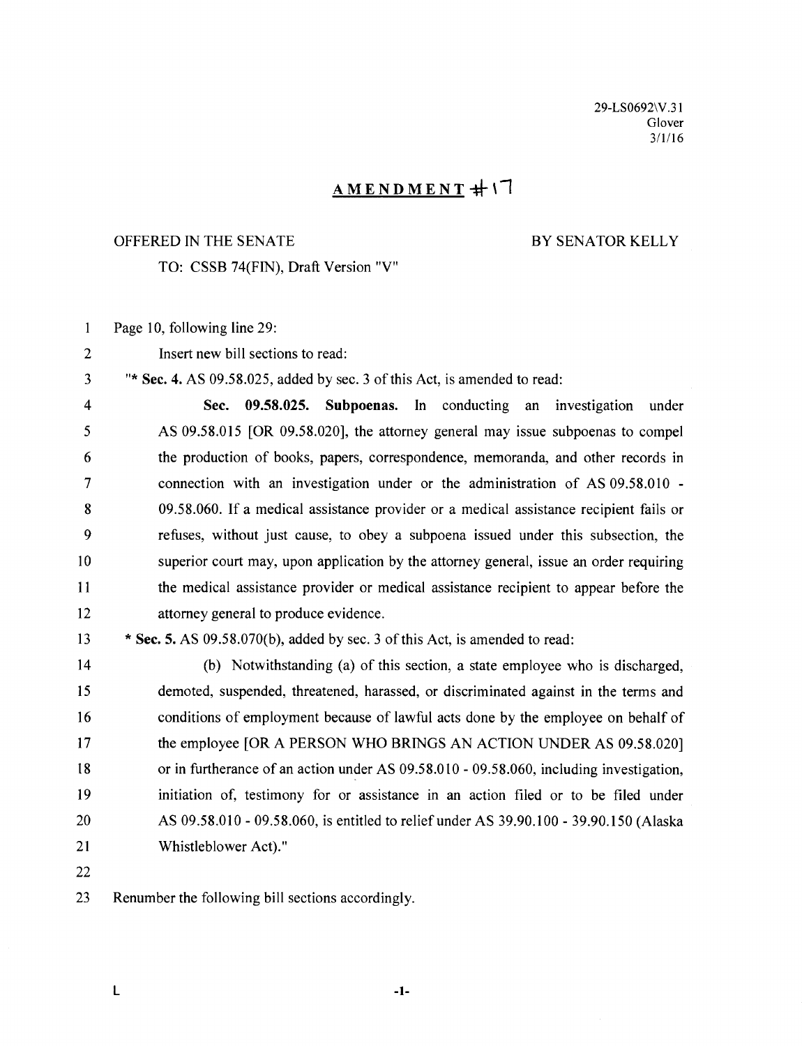29-LS0692\V.31
Glover
3/1/16

# AMENDMENT #17

OFFERED IN THE SENATE BY SENATOR KELLY

TO: CSSB 74(FIN), Draft Version "V"

1 Page 10, following line 29:

2 Insert new bill sections to read:

3 "* **Sec. 4.** AS 09.58.025, added by sec. 3 of this Act, is amended to read:

4 **Sec. 09.58.025. Subpoenas.** In conducting an investigation under
5 AS 09.58.015 [OR 09.58.020], the attorney general may issue subpoenas to compel
6 the production of books, papers, correspondence, memoranda, and other records in
7 connection with an investigation under or the administration of AS 09.58.010 -
8 09.58.060. If a medical assistance provider or a medical assistance recipient fails or
9 refuses, without just cause, to obey a subpoena issued under this subsection, the
10 superior court may, upon application by the attorney general, issue an order requiring
11 the medical assistance provider or medical assistance recipient to appear before the
12 attorney general to produce evidence.

13 * **Sec. 5.** AS 09.58.070(b), added by sec. 3 of this Act, is amended to read:

14 (b) Notwithstanding (a) of this section, a state employee who is discharged,
15 demoted, suspended, threatened, harassed, or discriminated against in the terms and
16 conditions of employment because of lawful acts done by the employee on behalf of
17 the employee [OR A PERSON WHO BRINGS AN ACTION UNDER AS 09.58.020]
18 or in furtherance of an action under AS 09.58.010 - 09.58.060, including investigation,
19 initiation of, testimony for or assistance in an action filed or to be filed under
20 AS 09.58.010 - 09.58.060, is entitled to relief under AS 39.90.100 - 39.90.150 (Alaska
21 Whistleblower Act)."

22

23 Renumber the following bill sections accordingly.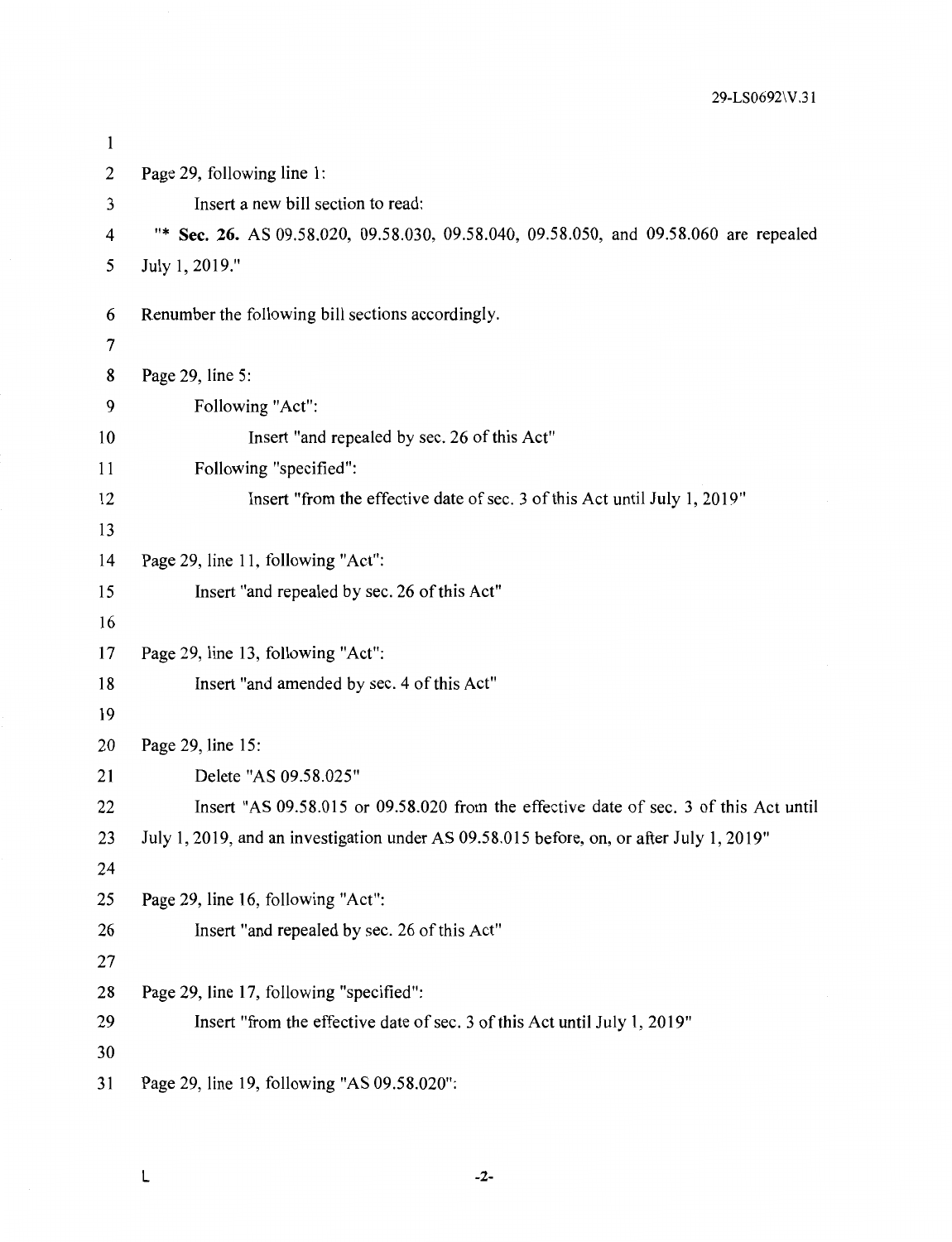Page 29, following line 1:

Insert a new bill section to read:

"* **Sec. 26.** AS 09.58.020, 09.58.030, 09.58.040, 09.58.050, and 09.58.060 are repealed July 1, 2019."

Renumber the following bill sections accordingly.

Page 29, line 5:

Following "Act":

Insert "and repealed by sec. 26 of this Act"

Following "specified":

Insert "from the effective date of sec. 3 of this Act until July 1, 2019"

Page 29, line 11, following "Act":

Insert "and repealed by sec. 26 of this Act"

Page 29, line 13, following "Act":

Insert "and amended by sec. 4 of this Act"

Page 29, line 15:

Delete "AS 09.58.025"

Insert "AS 09.58.015 or 09.58.020 from the effective date of sec. 3 of this Act until July 1, 2019, and an investigation under AS 09.58.015 before, on, or after July 1, 2019"

Page 29, line 16, following "Act":

Insert "and repealed by sec. 26 of this Act"

Page 29, line 17, following "specified":

Insert "from the effective date of sec. 3 of this Act until July 1, 2019"

Page 29, line 19, following "AS 09.58.020":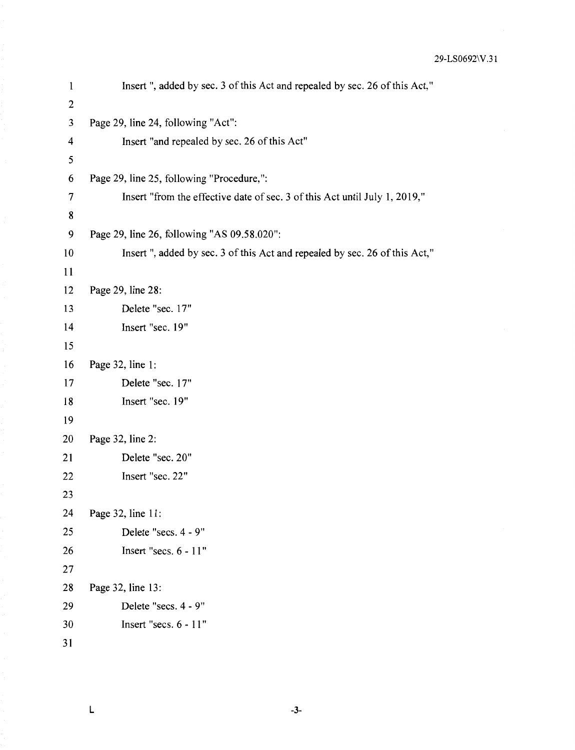Insert ", added by sec. 3 of this Act and repealed by sec. 26 of this Act,"

Page 29, line 24, following "Act":

Insert "and repealed by sec. 26 of this Act"

Page 29, line 25, following "Procedure,":

Insert "from the effective date of sec. 3 of this Act until July 1, 2019,"

Page 29, line 26, following "AS 09.58.020":

Insert ", added by sec. 3 of this Act and repealed by sec. 26 of this Act,"

Page 29, line 28:

Delete "sec. 17"

Insert "sec. 19"

Page 32, line 1:

Delete "sec. 17"

Insert "sec. 19"

Page 32, line 2:

Delete "sec. 20"

Insert "sec. 22"

Page 32, line 11:

Delete "secs. 4 - 9"

Insert "secs. 6 - 11"

Page 32, line 13:

Delete "secs. 4 - 9"

Insert "secs. 6 - 11"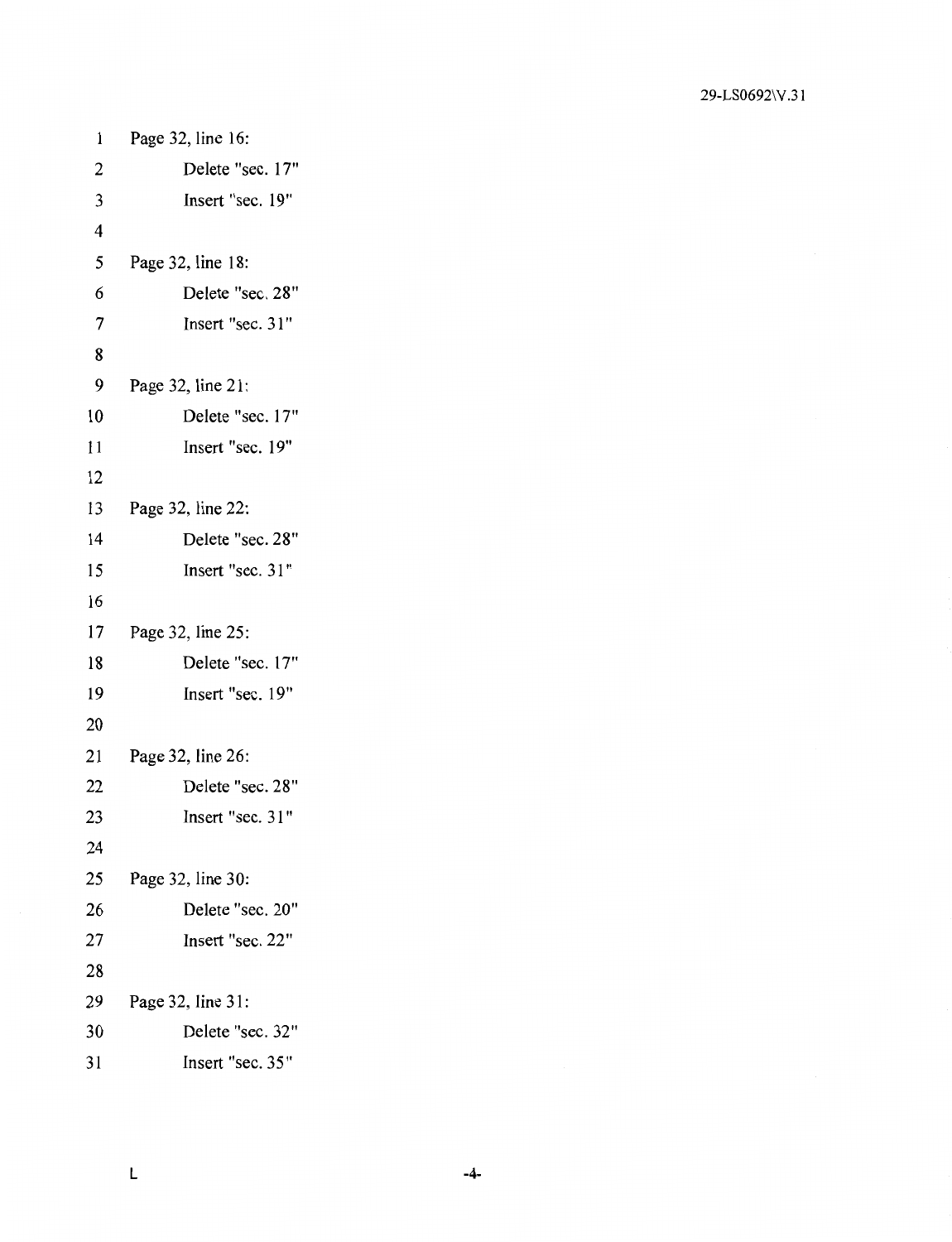Page 32, line 16:

Delete "sec. 17"

Insert "sec. 19"

Page 32, line 18:

Delete "sec. 28"

Insert "sec. 31"

Page 32, line 21:

Delete "sec. 17"

Insert "sec. 19"

Page 32, line 22:

Delete "sec. 28"

Insert "sec. 31"

Page 32, line 25:

Delete "sec. 17"

Insert "sec. 19"

Page 32, line 26:

Delete "sec. 28"

Insert "sec. 31"

Page 32, line 30:

Delete "sec. 20"

Insert "sec. 22"

Page 32, line 31:

Delete "sec. 32"

Insert "sec. 35"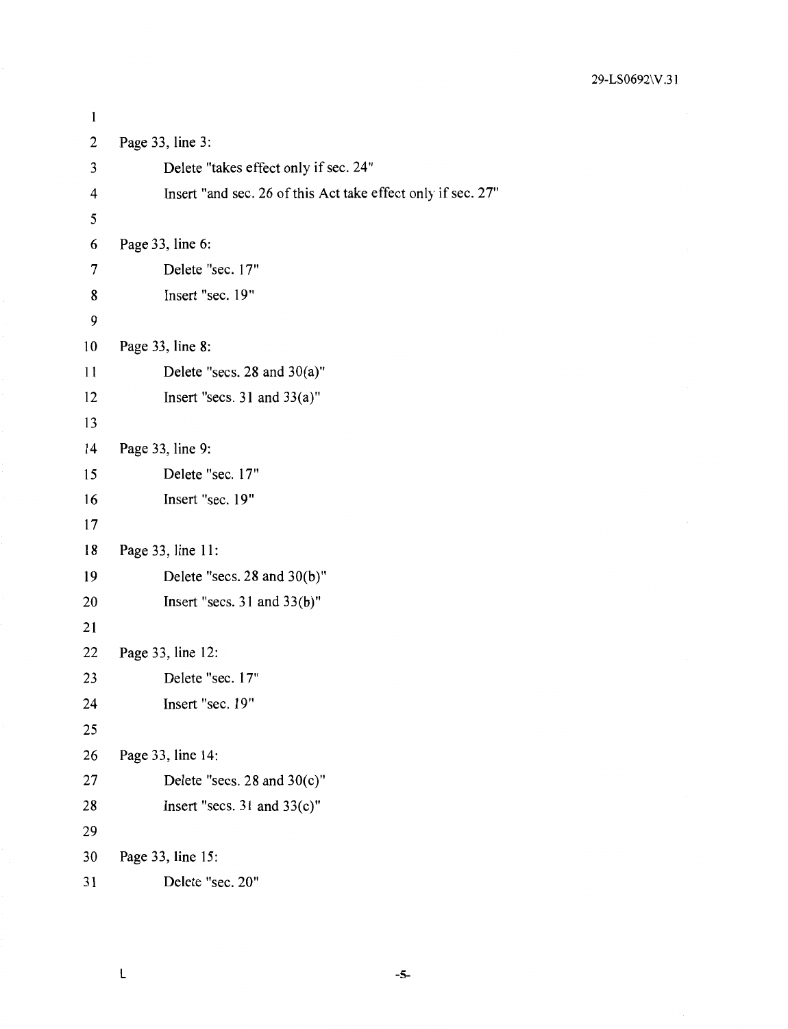Page 33, line 3:

Delete "takes effect only if sec. 24"

Insert "and sec. 26 of this Act take effect only if sec. 27"

Page 33, line 6:

Delete "sec. 17"

Insert "sec. 19"

Page 33, line 8:

Delete "secs. 28 and 30(a)"

Insert "secs. 31 and 33(a)"

Page 33, line 9:

Delete "sec. 17"

Insert "sec. 19"

Page 33, line 11:

Delete "secs. 28 and 30(b)"

Insert "secs. 31 and 33(b)"

Page 33, line 12:

Delete "sec. 17"

Insert "sec. 19"

Page 33, line 14:

Delete "secs. 28 and 30(c)"

Insert "secs. 31 and 33(c)"

Page 33, line 15:

Delete "sec. 20"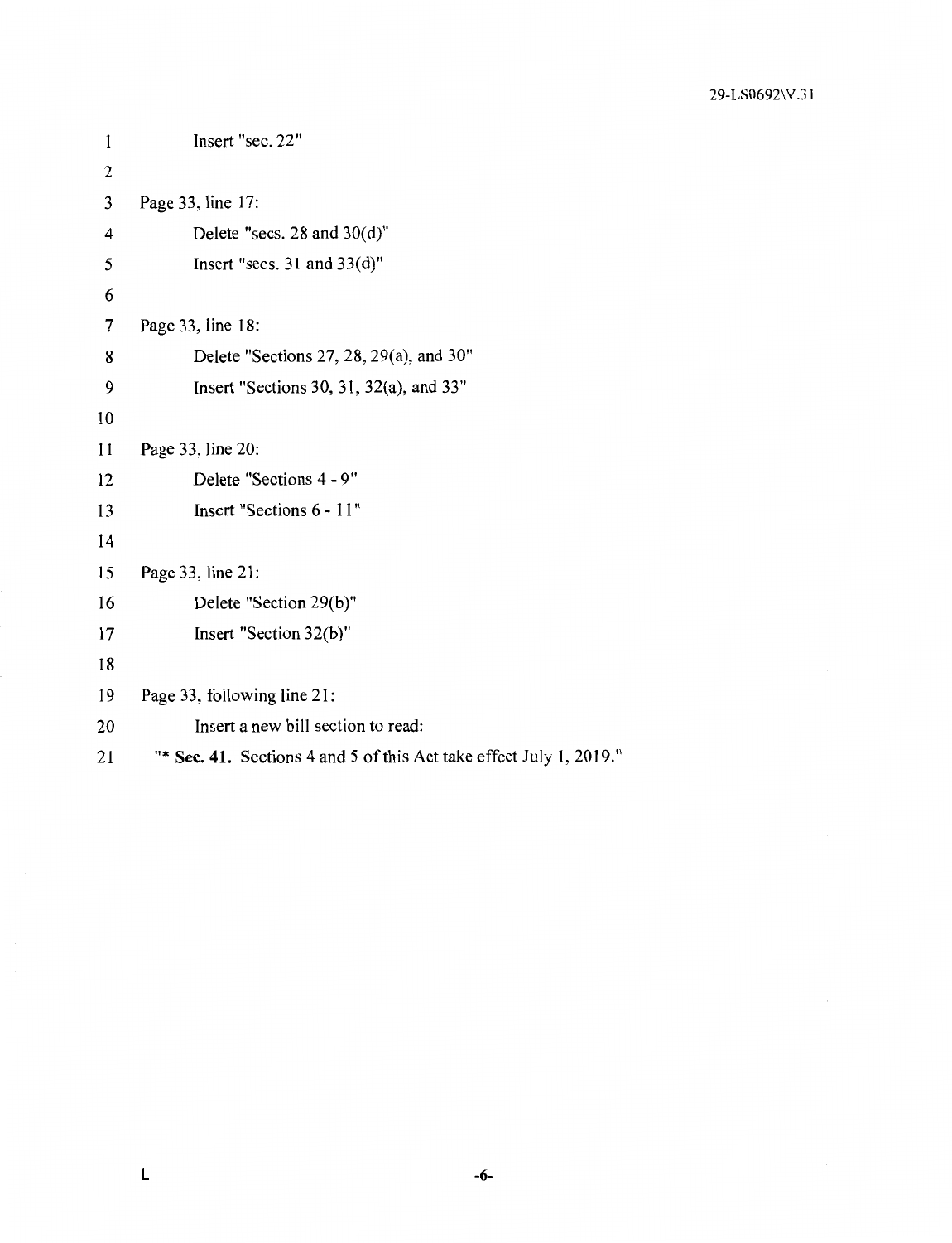Insert "sec. 22"

Page 33, line 17:

Delete "secs. 28 and 30(d)"

Insert "secs. 31 and 33(d)"

Page 33, line 18:

Delete "Sections 27, 28, 29(a), and 30"

Insert "Sections 30, 31, 32(a), and 33"

Page 33, line 20:

Delete "Sections 4 - 9"

Insert "Sections 6 - 11"

Page 33, line 21:

Delete "Section 29(b)"

Insert "Section 32(b)"

Page 33, following line 21:

Insert a new bill section to read:

"* **Sec. 41.** Sections 4 and 5 of this Act take effect July 1, 2019."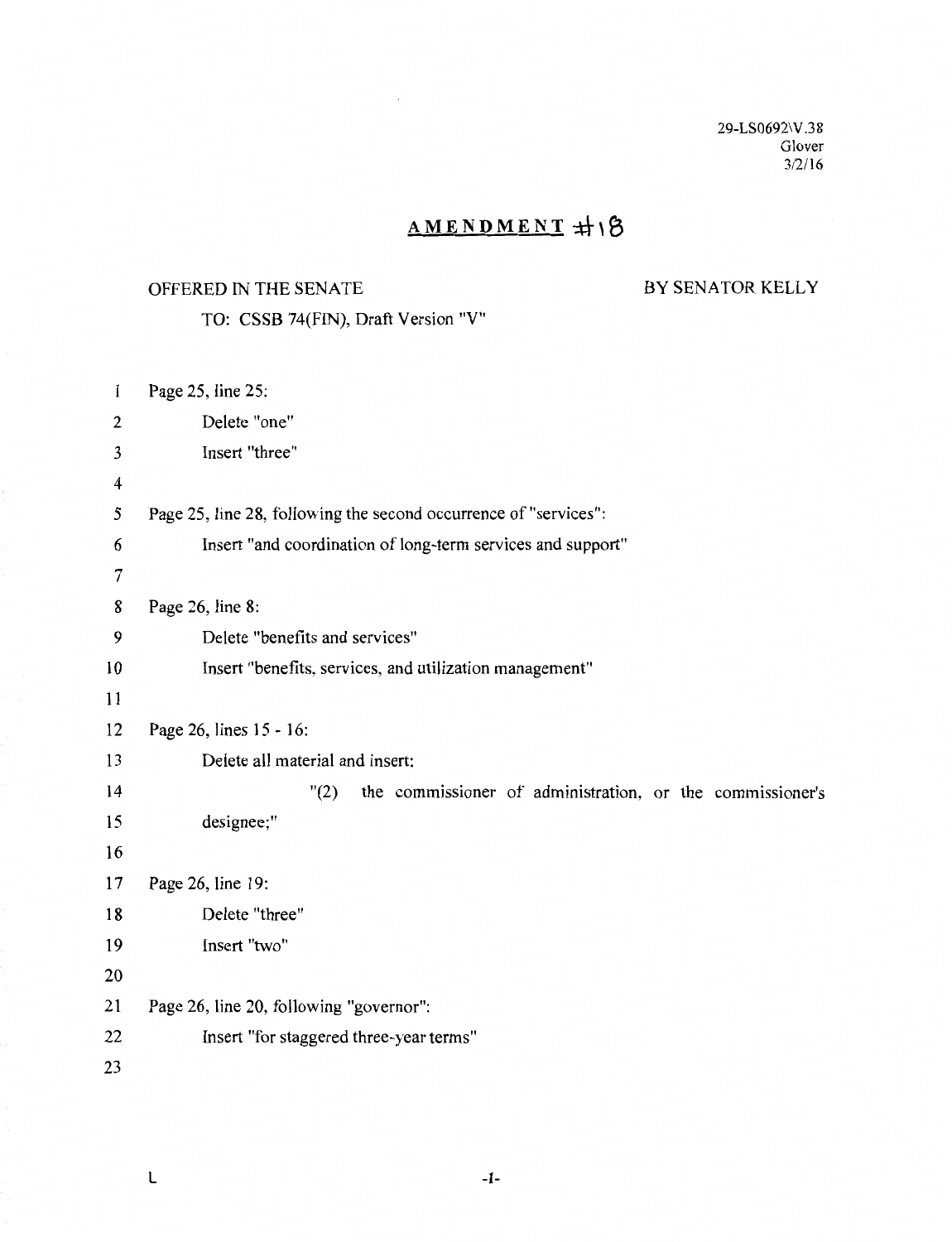29-LS0692\V.38
Glover
3/2/16

# AMENDMENT #18

OFFERED IN THE SENATE BY SENATOR KELLY

TO: CSSB 74(FIN), Draft Version "V"

1 Page 25, line 25:

2 Delete "one"

3 Insert "three"

4

5 Page 25, line 28, following the second occurrence of "services":

6 Insert "and coordination of long-term services and support"

7

8 Page 26, line 8:

9 Delete "benefits and services"

10 Insert "benefits, services, and utilization management"

11

12 Page 26, lines 15 - 16:

13 Delete all material and insert:

14 "(2) the commissioner of administration, or the commissioner's

15 designee;"

16

17 Page 26, line 19:

18 Delete "three"

19 Insert "two"

20

21 Page 26, line 20, following "governor":

22 Insert "for staggered three-year terms"

23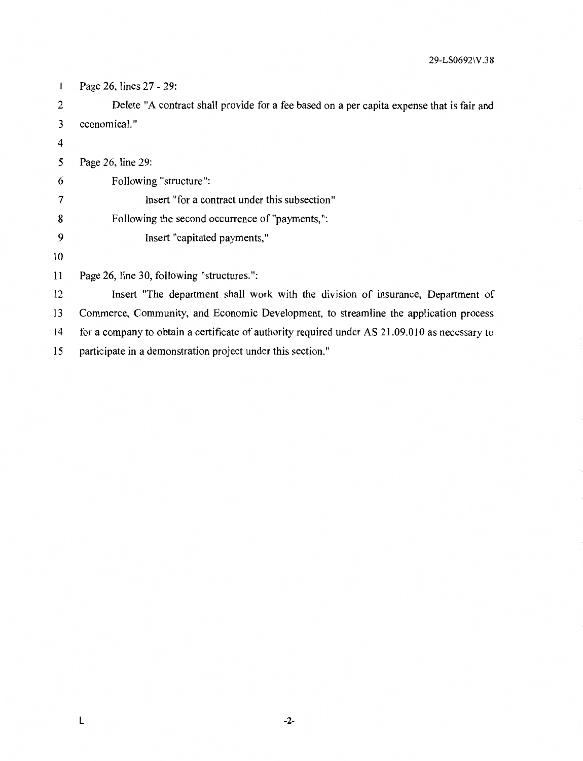Page 26, lines 27 - 29:

Delete "A contract shall provide for a fee based on a per capita expense that is fair and economical."

Page 26, line 29:

Following "structure":

Insert "for a contract under this subsection"

Following the second occurrence of "payments,":

Insert "capitated payments,"

Page 26, line 30, following "structures.":

Insert "The department shall work with the division of insurance, Department of Commerce, Community, and Economic Development, to streamline the application process for a company to obtain a certificate of authority required under AS 21.09.010 as necessary to participate in a demonstration project under this section."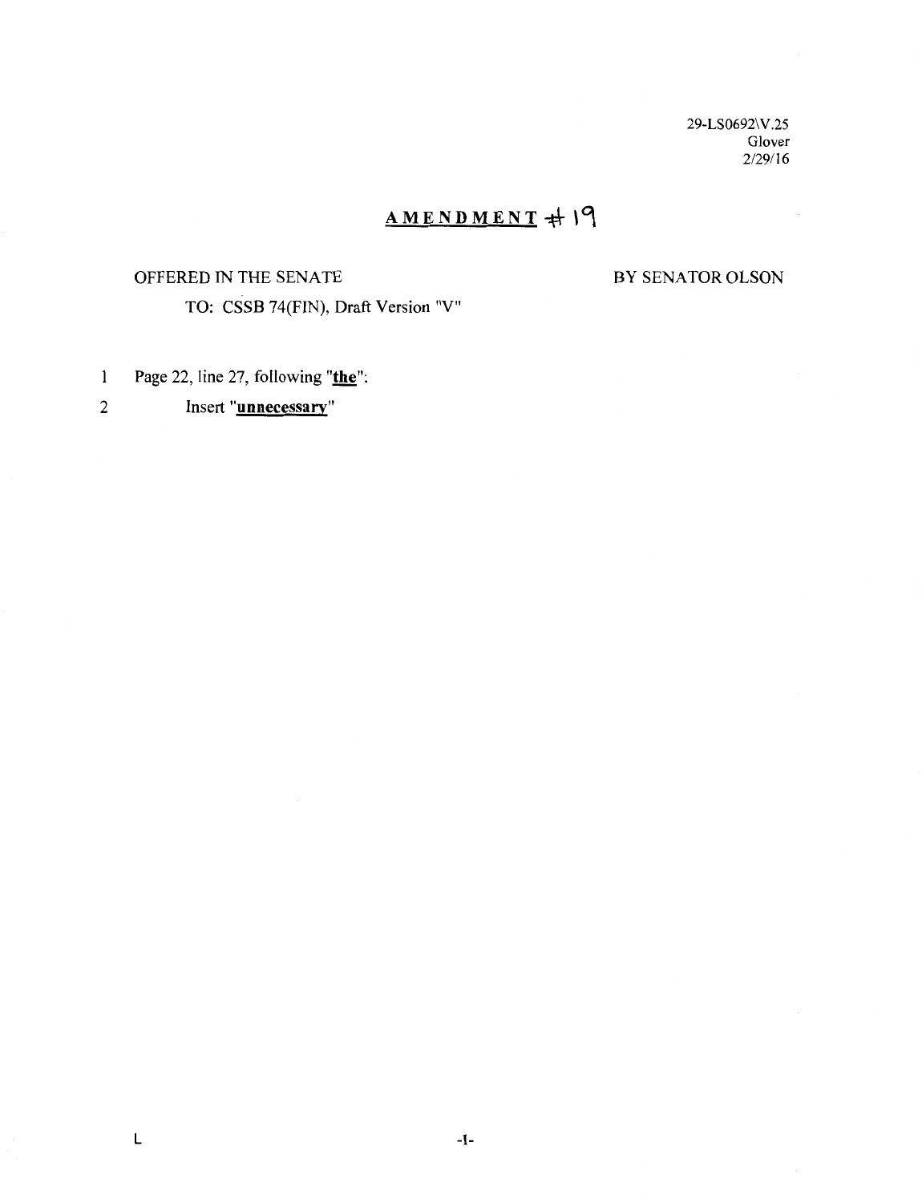29-LS0692\V.25
Glover
2/29/16

# AMENDMENT # 19

OFFERED IN THE SENATE BY SENATOR OLSON

TO: CSSB 74(FIN), Draft Version "V"

1 Page 22, line 27, following "**the**":

2 Insert "**unnecessary**"

L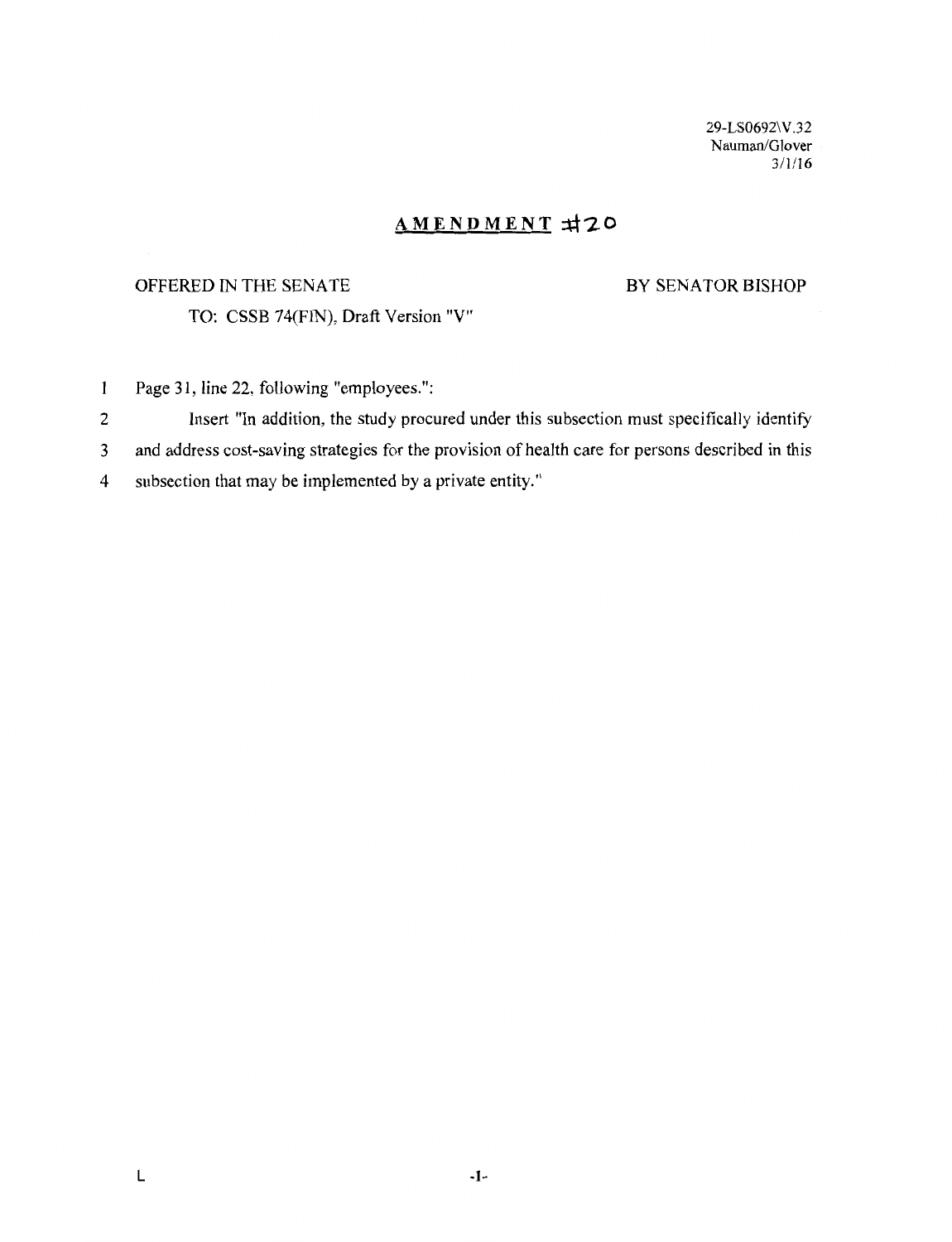29-LS0692\V.32
Nauman/Glover
3/1/16

## AMENDMENT #20

OFFERED IN THE SENATE BY SENATOR BISHOP

TO: CSSB 74(FIN), Draft Version "V"

1 Page 31, line 22, following "employees.":

2 Insert "In addition, the study procured under this subsection must specifically identify

3 and address cost-saving strategies for the provision of health care for persons described in this

4 subsection that may be implemented by a private entity."

L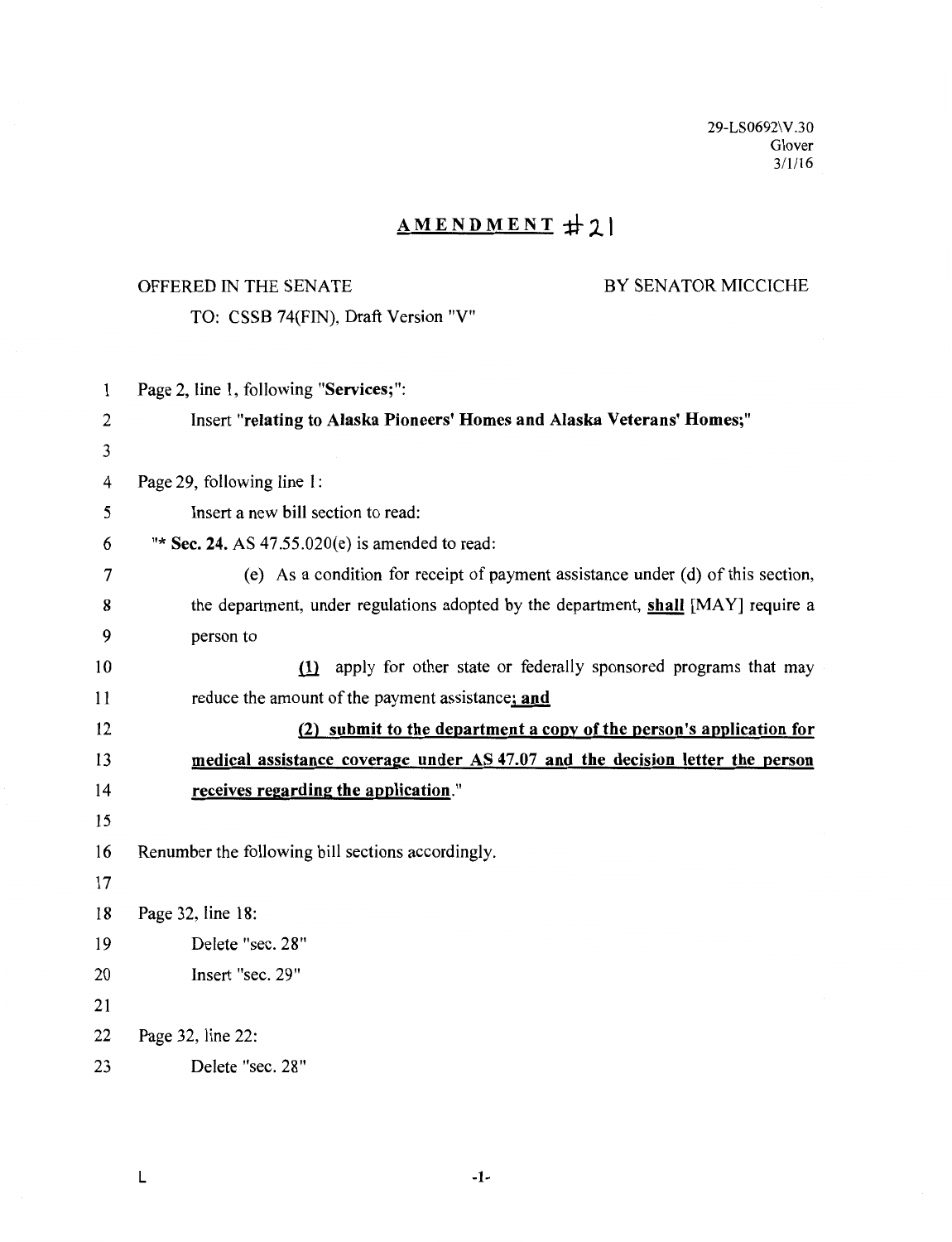29-LS0692\V.30
Glover
3/1/16

# AMENDMENT #21

OFFERED IN THE SENATE BY SENATOR MICCICHE

TO: CSSB 74(FIN), Draft Version "V"

1 Page 2, line 1, following "**Services;**":

2 Insert "**relating to Alaska Pioneers' Homes and Alaska Veterans' Homes;**"

3

4 Page 29, following line 1:

5 Insert a new bill section to read:

6 "* **Sec. 24.** AS 47.55.020(e) is amended to read:

7 (e) As a condition for receipt of payment assistance under (d) of this section,

8 the department, under regulations adopted by the department, **shall** [MAY] require a

9 person to

10 **(1)** apply for other state or federally sponsored programs that may

11 reduce the amount of the payment assistance**; and**

12 **(2) submit to the department a copy of the person's application for**

13 **medical assistance coverage under AS 47.07 and the decision letter the person**

14 **receives regarding the application**."

15

16 Renumber the following bill sections accordingly.

17

18 Page 32, line 18:

19 Delete "sec. 28"

20 Insert "sec. 29"

21

22 Page 32, line 22:

23 Delete "sec. 28"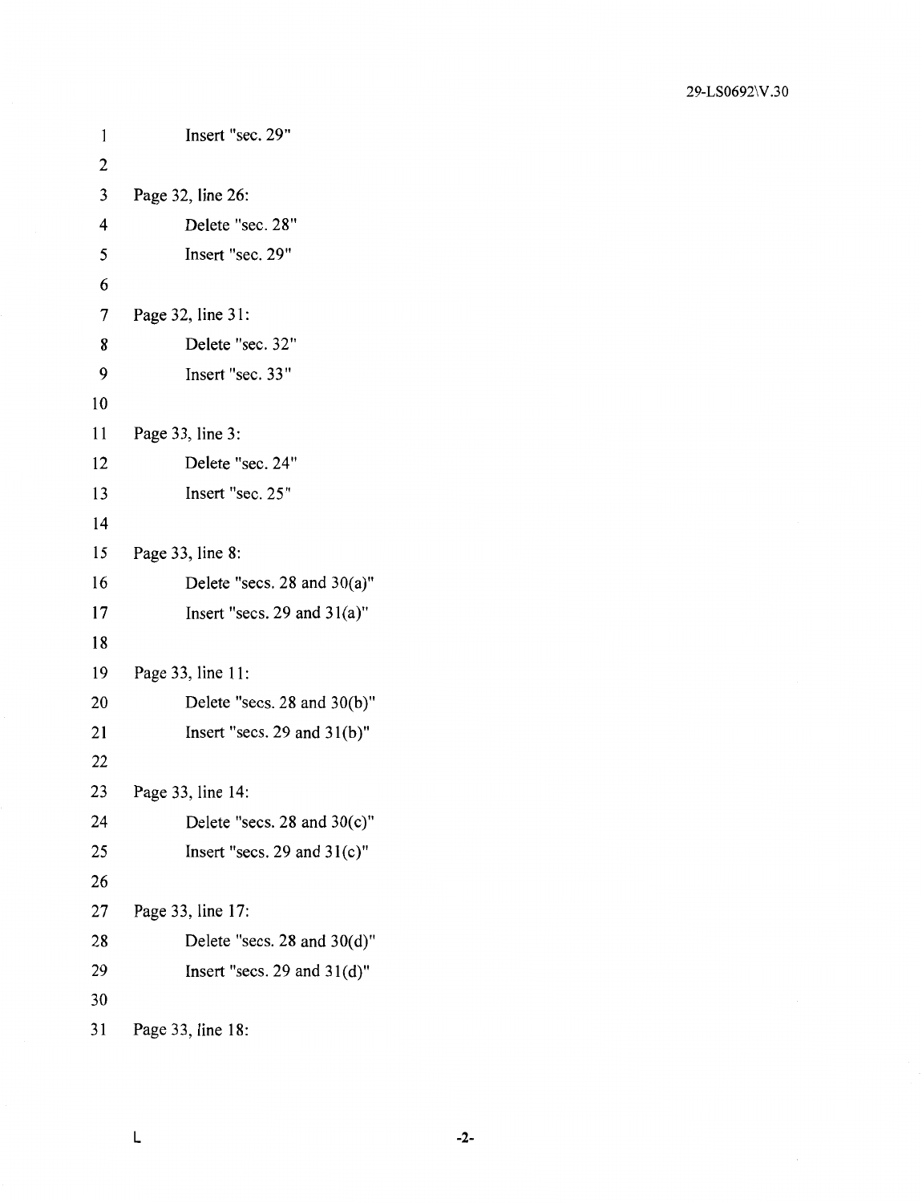Insert "sec. 29"

Page 32, line 26:

Delete "sec. 28"

Insert "sec. 29"

Page 32, line 31:

Delete "sec. 32"

Insert "sec. 33"

Page 33, line 3:

Delete "sec. 24"

Insert "sec. 25"

Page 33, line 8:

Delete "secs. 28 and 30(a)"

Insert "secs. 29 and 31(a)"

Page 33, line 11:

Delete "secs. 28 and 30(b)"

Insert "secs. 29 and 31(b)"

Page 33, line 14:

Delete "secs. 28 and 30(c)"

Insert "secs. 29 and 31(c)"

Page 33, line 17:

Delete "secs. 28 and 30(d)"

Insert "secs. 29 and 31(d)"

Page 33, line 18: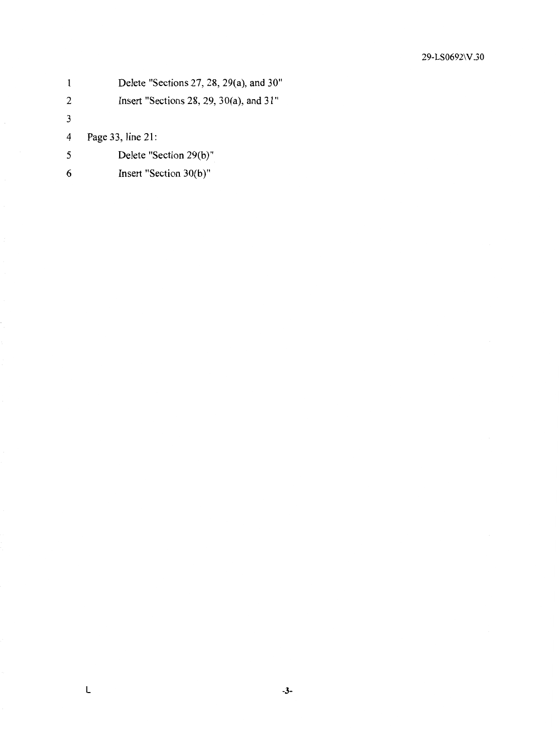1 Delete "Sections 27, 28, 29(a), and 30"

2 Insert "Sections 28, 29, 30(a), and 31"

3

4 Page 33, line 21:

5 Delete "Section 29(b)"

6 Insert "Section 30(b)"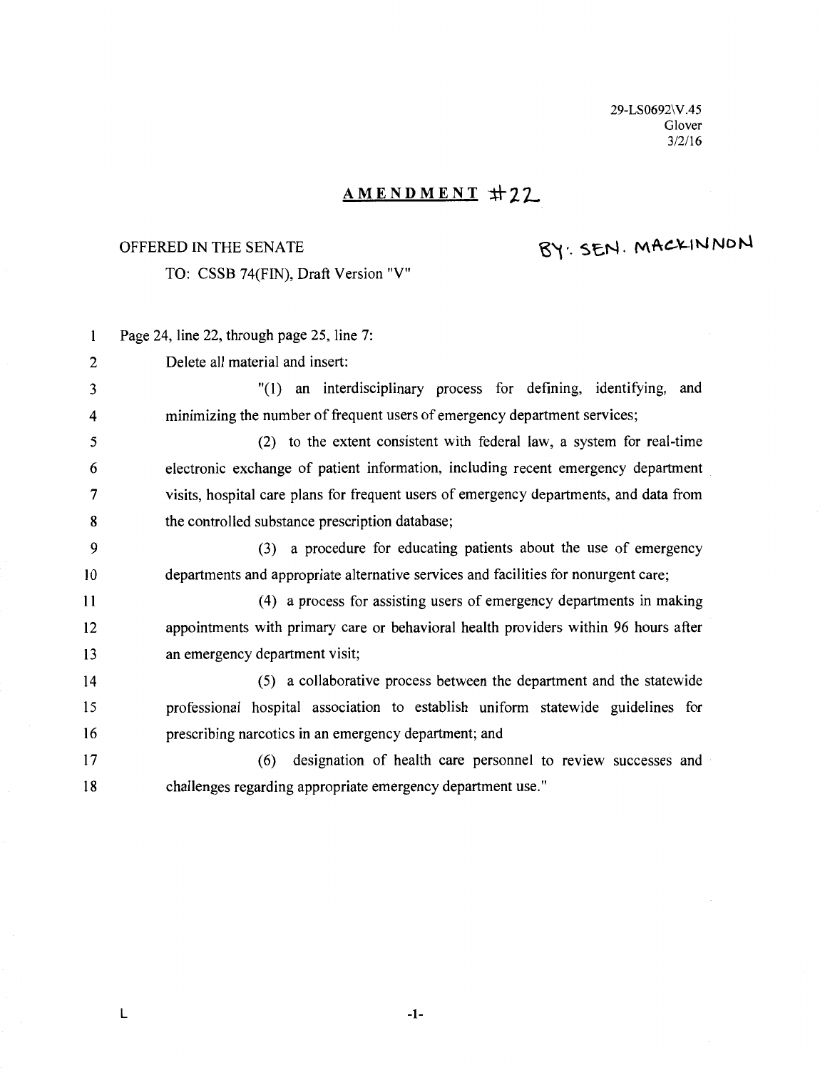29-LS0692\V.45
Glover
3/2/16

# AMENDMENT #22

OFFERED IN THE SENATE BY: SEN. MACKINNON

TO: CSSB 74(FIN), Draft Version "V"

1 Page 24, line 22, through page 25, line 7:

2 Delete all material and insert:

3 "(1) an interdisciplinary process for defining, identifying, and
4 minimizing the number of frequent users of emergency department services;

5 (2) to the extent consistent with federal law, a system for real-time
6 electronic exchange of patient information, including recent emergency department
7 visits, hospital care plans for frequent users of emergency departments, and data from
8 the controlled substance prescription database;

9 (3) a procedure for educating patients about the use of emergency
10 departments and appropriate alternative services and facilities for nonurgent care;

11 (4) a process for assisting users of emergency departments in making
12 appointments with primary care or behavioral health providers within 96 hours after
13 an emergency department visit;

14 (5) a collaborative process between the department and the statewide
15 professional hospital association to establish uniform statewide guidelines for
16 prescribing narcotics in an emergency department; and

17 (6) designation of health care personnel to review successes and
18 challenges regarding appropriate emergency department use."

L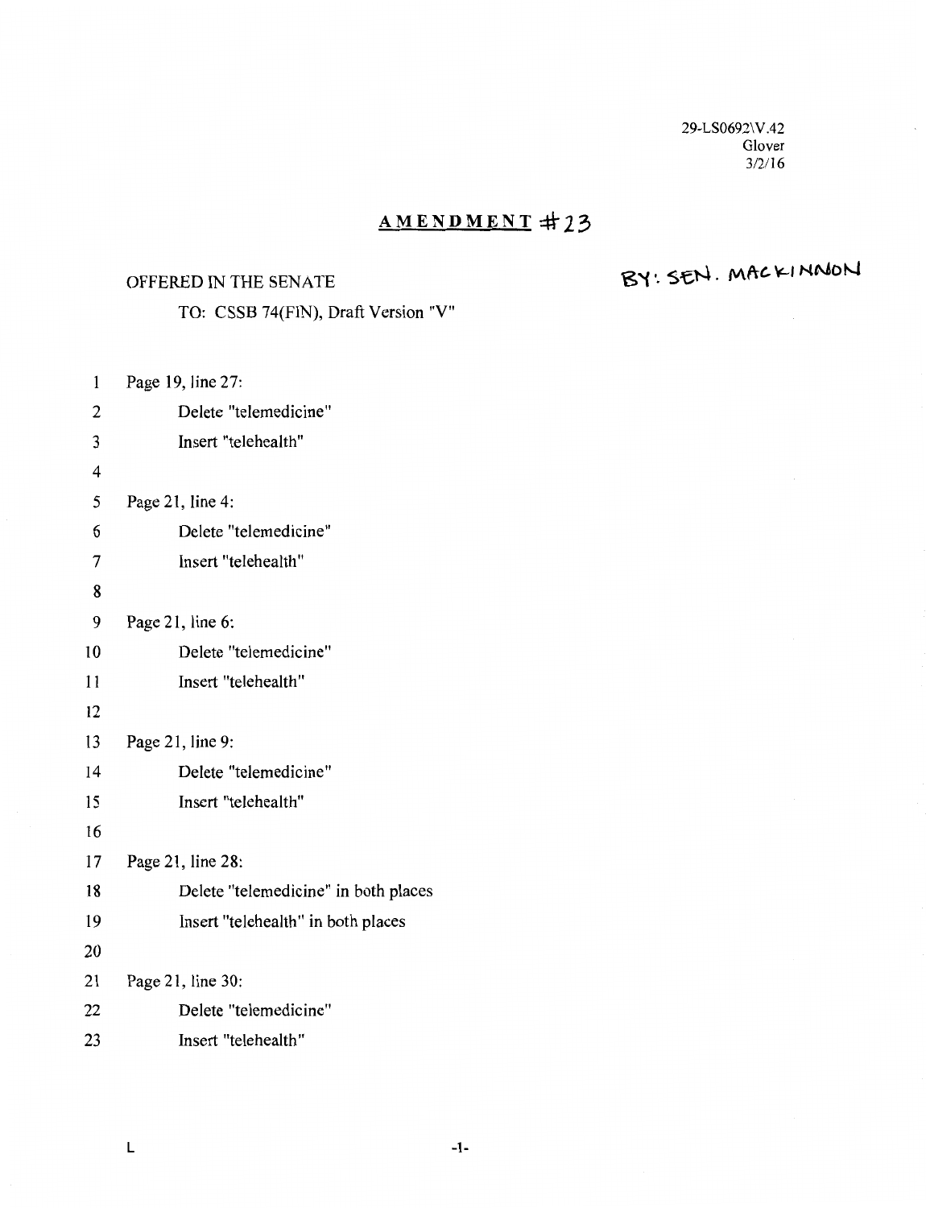29-LS0692\V.42
Glover
3/2/16

# AMENDMENT #23

OFFERED IN THE SENATE BY: SEN. MACKINNON

TO: CSSB 74(FIN), Draft Version "V"

1 Page 19, line 27:
2 Delete "telemedicine"
3 Insert "telehealth"
4
5 Page 21, line 4:
6 Delete "telemedicine"
7 Insert "telehealth"
8
9 Page 21, line 6:
10 Delete "telemedicine"
11 Insert "telehealth"
12
13 Page 21, line 9:
14 Delete "telemedicine"
15 Insert "telehealth"
16
17 Page 21, line 28:
18 Delete "telemedicine" in both places
19 Insert "telehealth" in both places
20
21 Page 21, line 30:
22 Delete "telemedicine"
23 Insert "telehealth"

L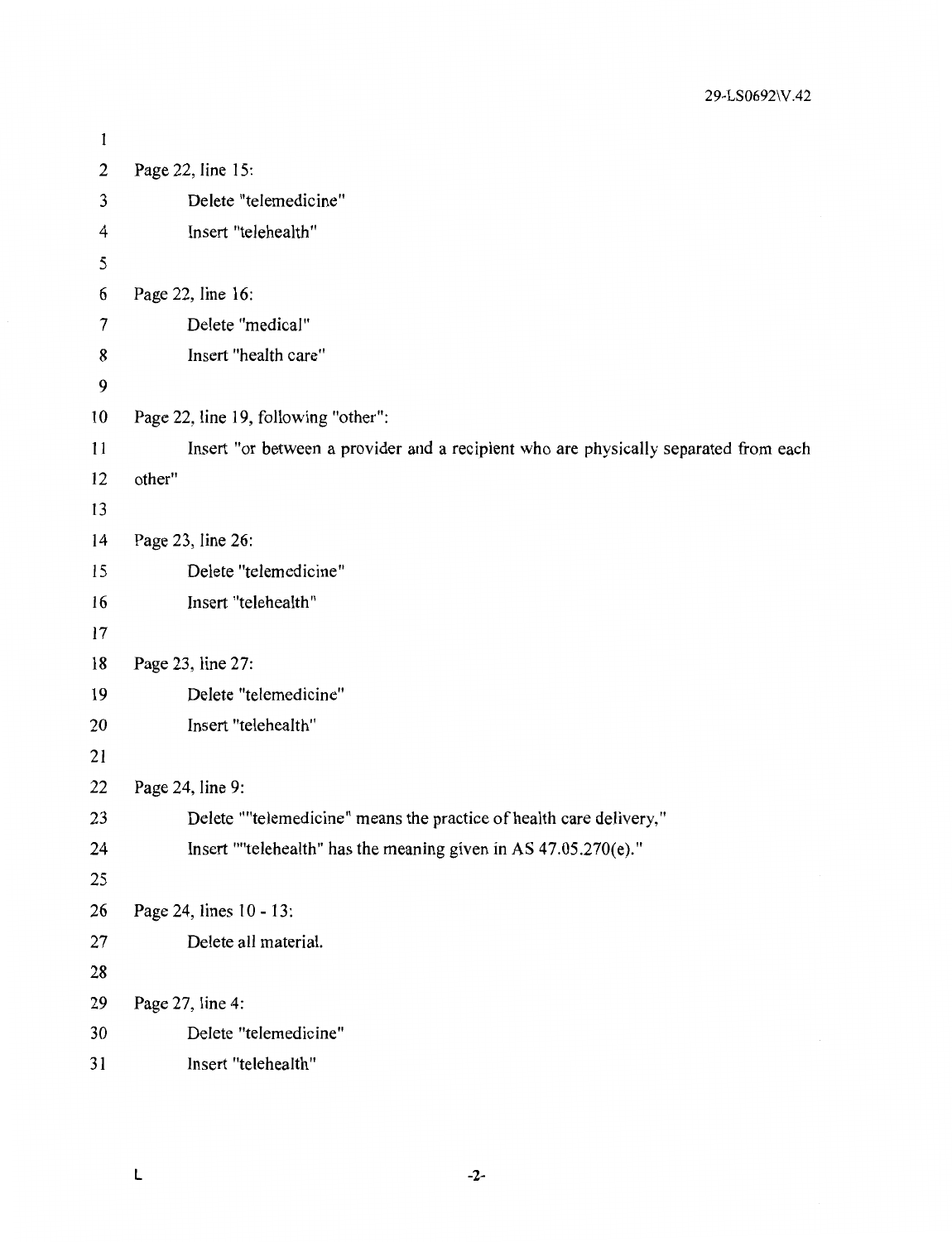Page 22, line 15:

Delete "telemedicine"

Insert "telehealth"

Page 22, line 16:

Delete "medical"

Insert "health care"

Page 22, line 19, following "other":

Insert "or between a provider and a recipient who are physically separated from each other"

Page 23, line 26:

Delete "telemedicine"

Insert "telehealth"

Page 23, line 27:

Delete "telemedicine"

Insert "telehealth"

Page 24, line 9:

Delete ""telemedicine" means the practice of health care delivery,"

Insert ""telehealth" has the meaning given in AS 47.05.270(e)."

Page 24, lines 10 - 13:

Delete all material.

Page 27, line 4:

Delete "telemedicine"

Insert "telehealth"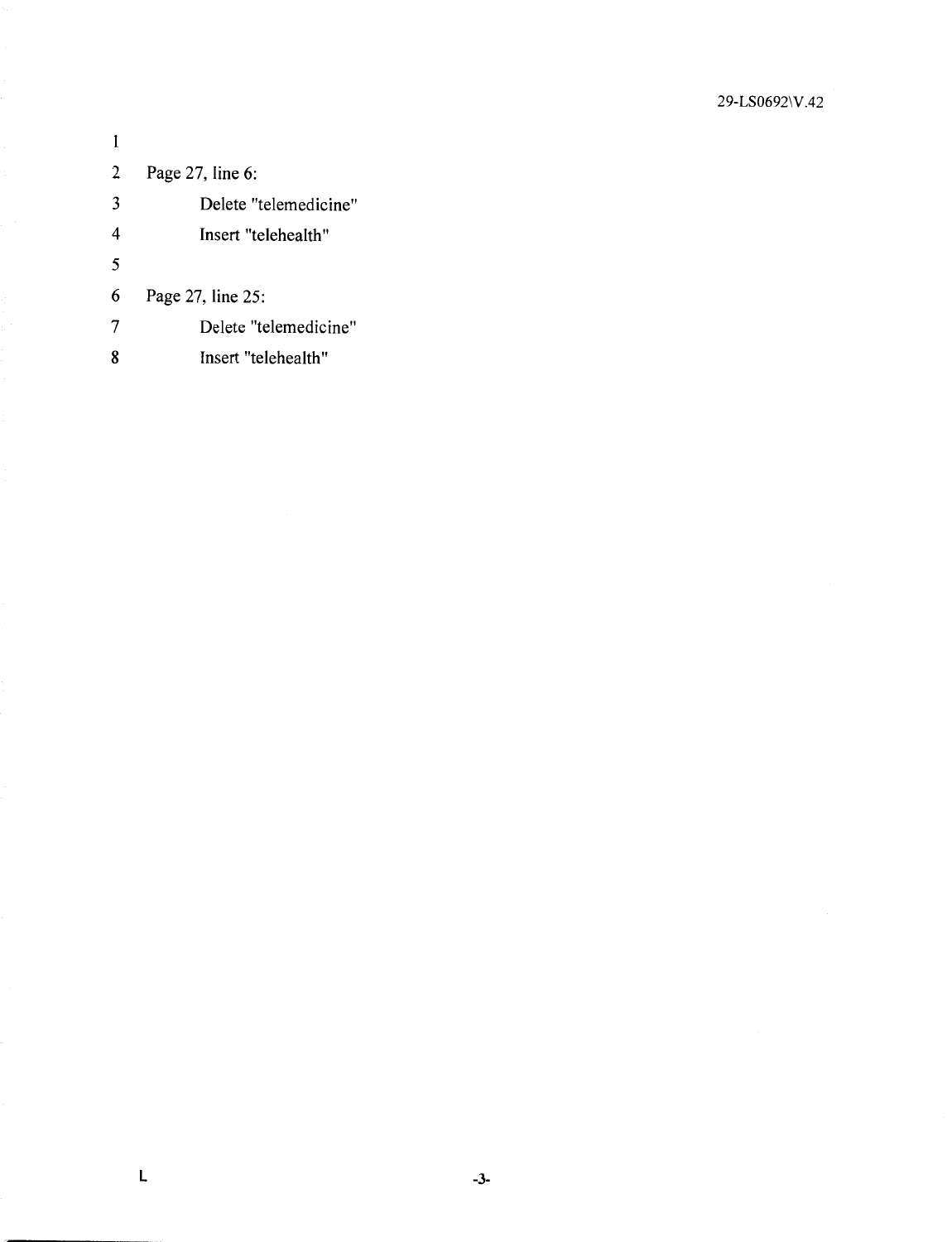Page 27, line 6:

Delete "telemedicine"

Insert "telehealth"

Page 27, line 25:

Delete "telemedicine"

Insert "telehealth"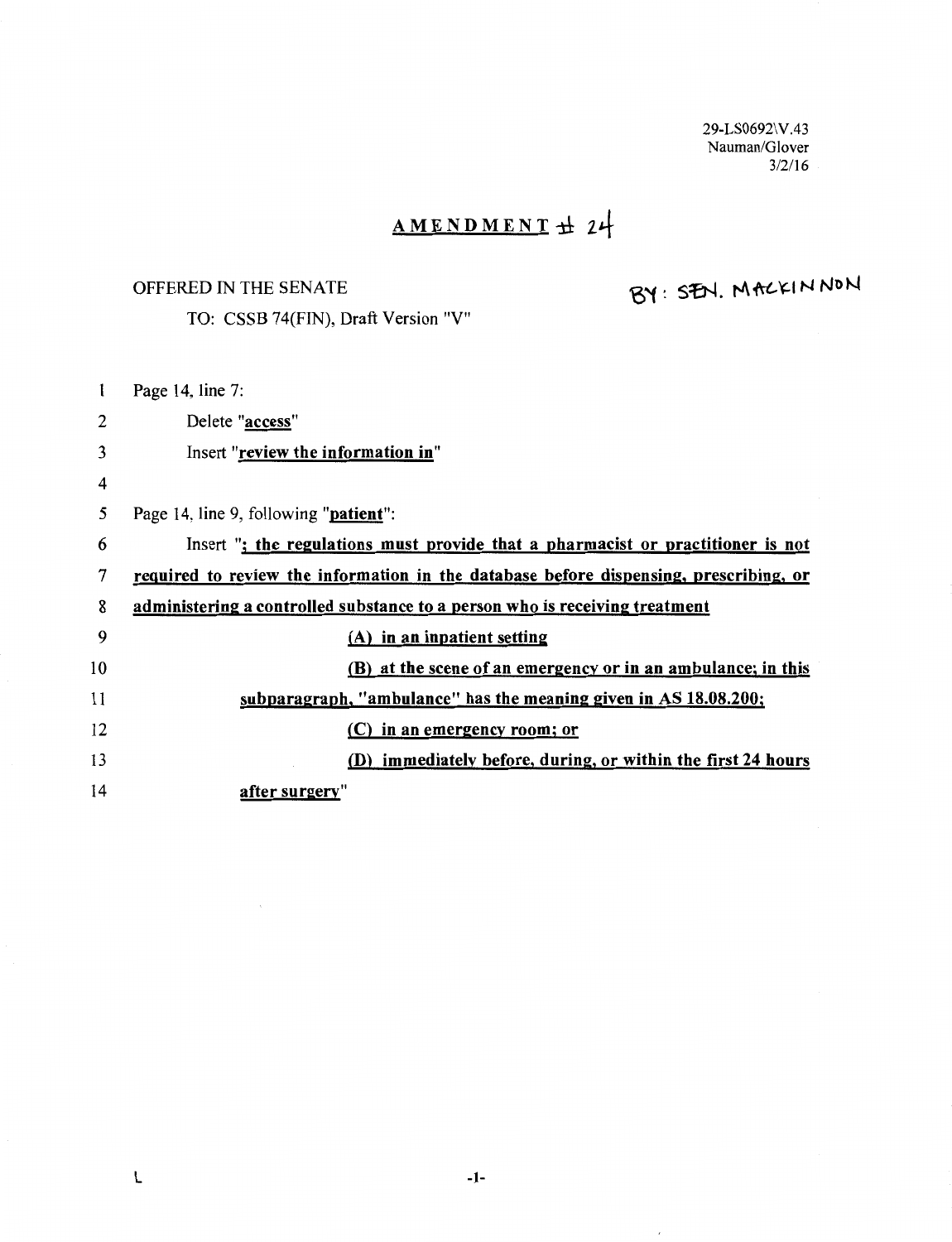29-LS0692\V.43
Nauman/Glover
3/2/16

# AMENDMENT # 24

OFFERED IN THE SENATE BY: SEN. MACKINNON

TO: CSSB 74(FIN), Draft Version "V"

1 Page 14, line 7:

2 Delete "**access**"

3 Insert "**review the information in**"

4

5 Page 14, line 9, following "**patient**":

6 Insert "**; the regulations must provide that a pharmacist or practitioner is not**

7 **required to review the information in the database before dispensing, prescribing, or**

8 **administering a controlled substance to a person who is receiving treatment**

9 **(A) in an inpatient setting**

10 **(B) at the scene of an emergency or in an ambulance; in this**

11 **subparagraph, "ambulance" has the meaning given in AS 18.08.200;**

12 **(C) in an emergency room; or**

13 **(D) immediately before, during, or within the first 24 hours**

14 **after surgery**"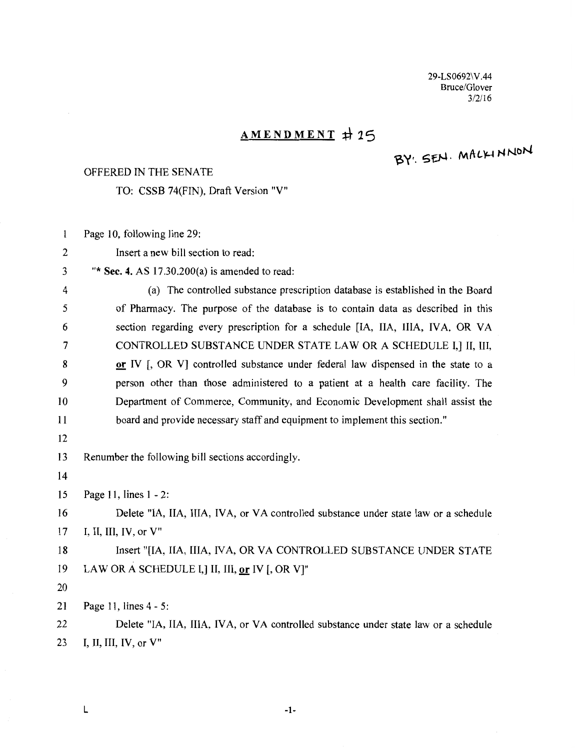29-LS0692\V.44
Bruce/Glover
3/2/16

# AMENDMENT #25

BY: SEN. MACKINNON

OFFERED IN THE SENATE

TO: CSSB 74(FIN), Draft Version "V"

1 Page 10, following line 29:

2 Insert a new bill section to read:

3 "* **Sec. 4.** AS 17.30.200(a) is amended to read:

4 (a) The controlled substance prescription database is established in the Board
5 of Pharmacy. The purpose of the database is to contain data as described in this
6 section regarding every prescription for a schedule [IA, IIA, IIIA, IVA, OR VA
7 CONTROLLED SUBSTANCE UNDER STATE LAW OR A SCHEDULE I,] II, III,
8 **or** IV [, OR V] controlled substance under federal law dispensed in the state to a
9 person other than those administered to a patient at a health care facility. The
10 Department of Commerce, Community, and Economic Development shall assist the
11 board and provide necessary staff and equipment to implement this section."

12

13 Renumber the following bill sections accordingly.

14

15 Page 11, lines 1 - 2:

16 Delete "IA, IIA, IIIA, IVA, or VA controlled substance under state law or a schedule
17 I, II, III, IV, or V"

18 Insert "[IA, IIA, IIIA, IVA, OR VA CONTROLLED SUBSTANCE UNDER STATE
19 LAW OR A SCHEDULE I,] II, III, **or** IV [, OR V]"

20

21 Page 11, lines 4 - 5:

22 Delete "IA, IIA, IIIA, IVA, or VA controlled substance under state law or a schedule
23 I, II, III, IV, or V"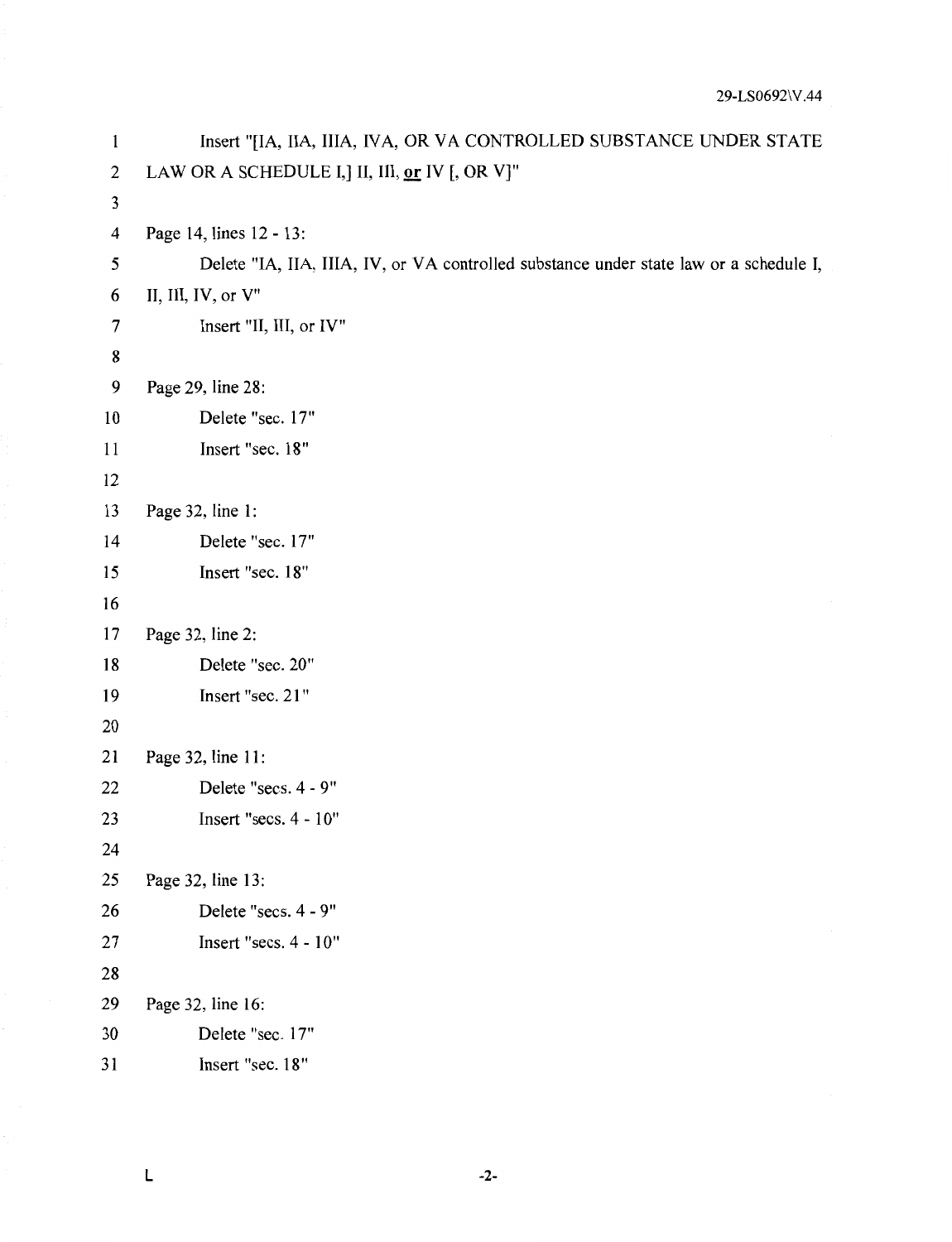Insert "[IA, IIA, IIIA, IVA, OR VA CONTROLLED SUBSTANCE UNDER STATE LAW OR A SCHEDULE I,] II, III, **or** IV [, OR V]"

Page 14, lines 12 - 13:

Delete "IA, IIA, IIIA, IV, or VA controlled substance under state law or a schedule I, II, III, IV, or V"

Insert "II, III, or IV"

Page 29, line 28:

Delete "sec. 17"

Insert "sec. 18"

Page 32, line 1:

Delete "sec. 17"

Insert "sec. 18"

Page 32, line 2:

Delete "sec. 20"

Insert "sec. 21"

Page 32, line 11:

Delete "secs. 4 - 9"

Insert "secs. 4 - 10"

Page 32, line 13:

Delete "secs. 4 - 9"

Insert "secs. 4 - 10"

Page 32, line 16:

Delete "sec. 17"

Insert "sec. 18"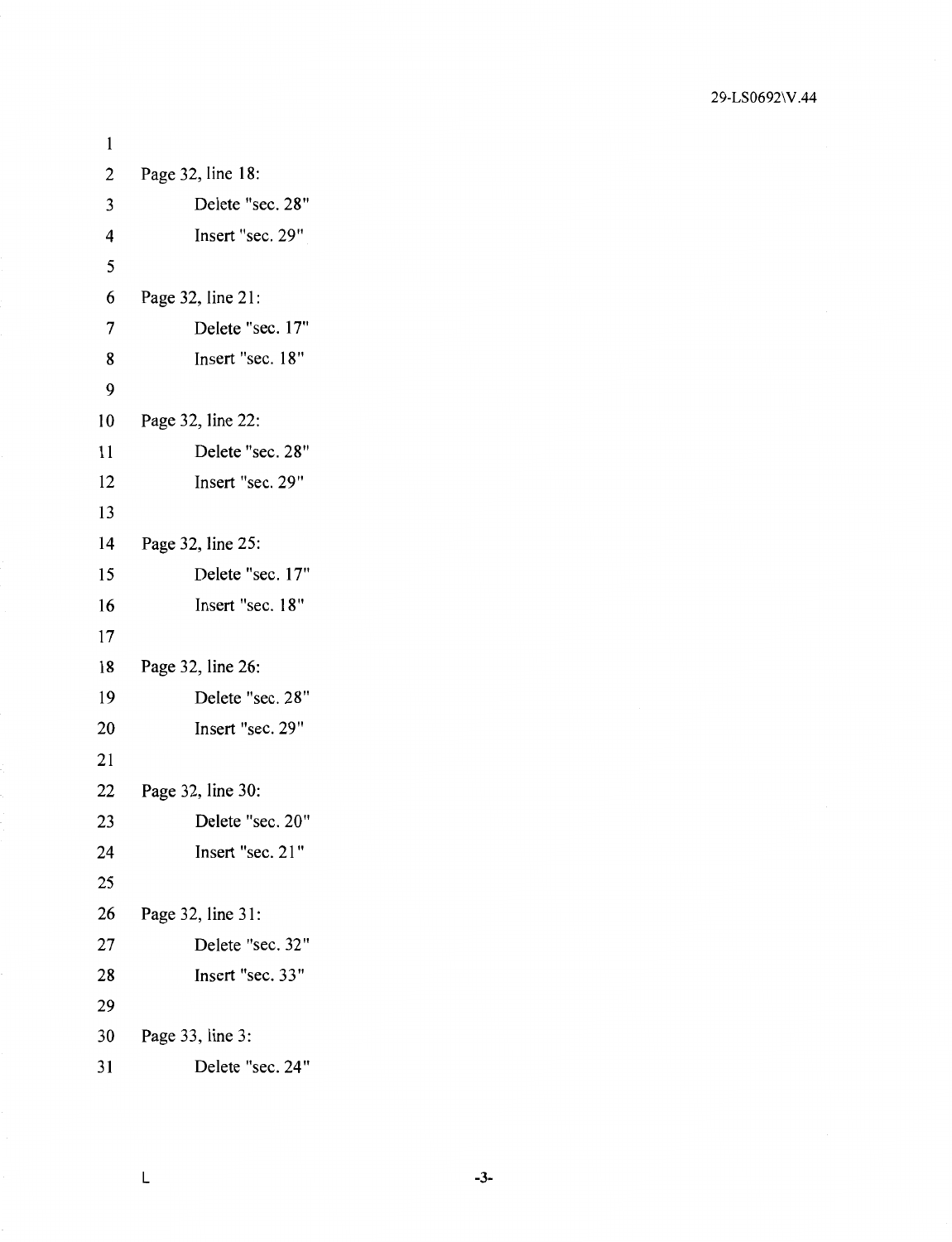Page 32, line 18:

Delete "sec. 28"

Insert "sec. 29"

Page 32, line 21:

Delete "sec. 17"

Insert "sec. 18"

Page 32, line 22:

Delete "sec. 28"

Insert "sec. 29"

Page 32, line 25:

Delete "sec. 17"

Insert "sec. 18"

Page 32, line 26:

Delete "sec. 28"

Insert "sec. 29"

Page 32, line 30:

Delete "sec. 20"

Insert "sec. 21"

Page 32, line 31:

Delete "sec. 32"

Insert "sec. 33"

Page 33, line 3:

Delete "sec. 24"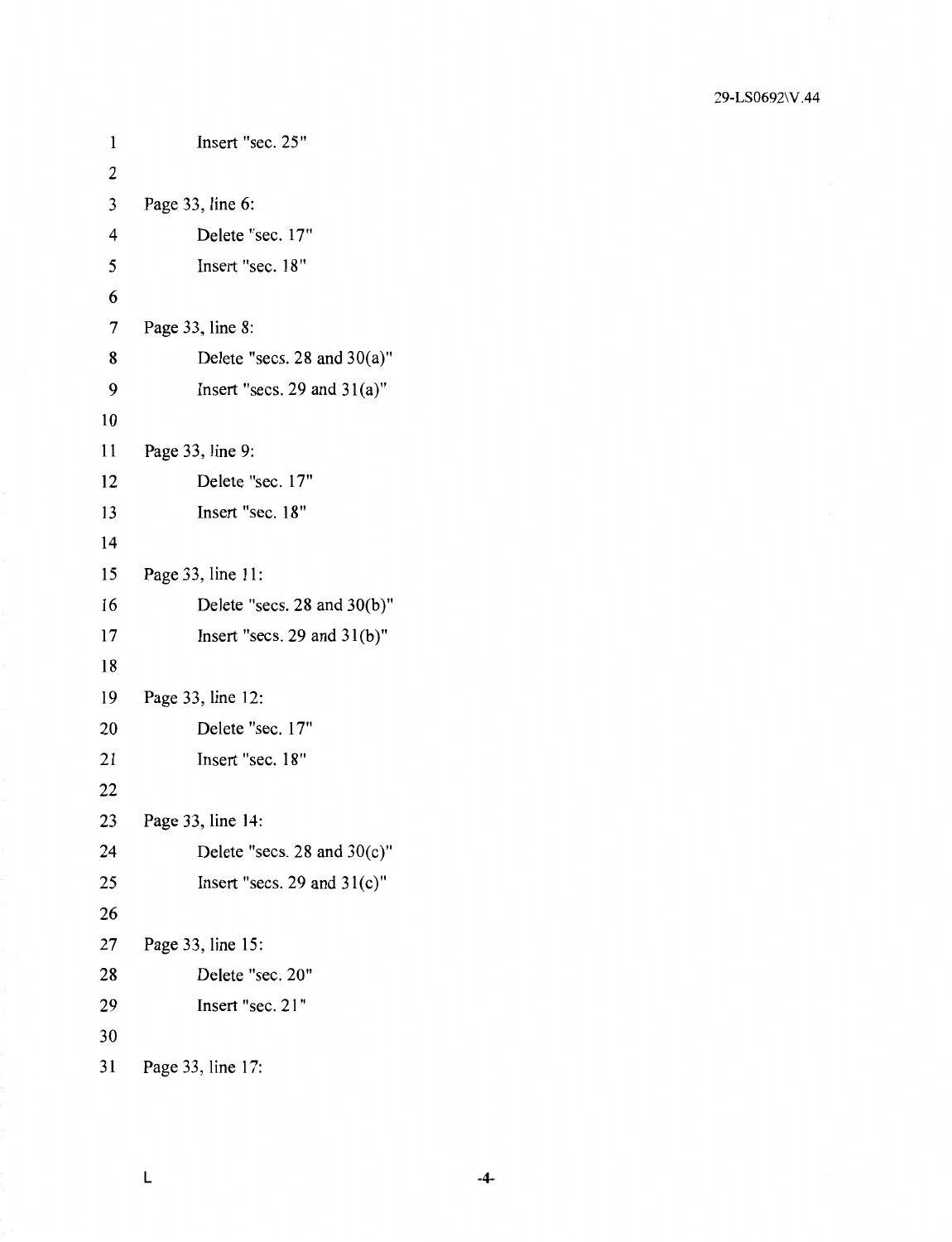Insert "sec. 25"

Page 33, line 6:

Delete "sec. 17"

Insert "sec. 18"

Page 33, line 8:

Delete "secs. 28 and 30(a)"

Insert "secs. 29 and 31(a)"

Page 33, line 9:

Delete "sec. 17"

Insert "sec. 18"

Page 33, line 11:

Delete "secs. 28 and 30(b)"

Insert "secs. 29 and 31(b)"

Page 33, line 12:

Delete "sec. 17"

Insert "sec. 18"

Page 33, line 14:

Delete "secs. 28 and 30(c)"

Insert "secs. 29 and 31(c)"

Page 33, line 15:

Delete "sec. 20"

Insert "sec. 21"

Page 33, line 17: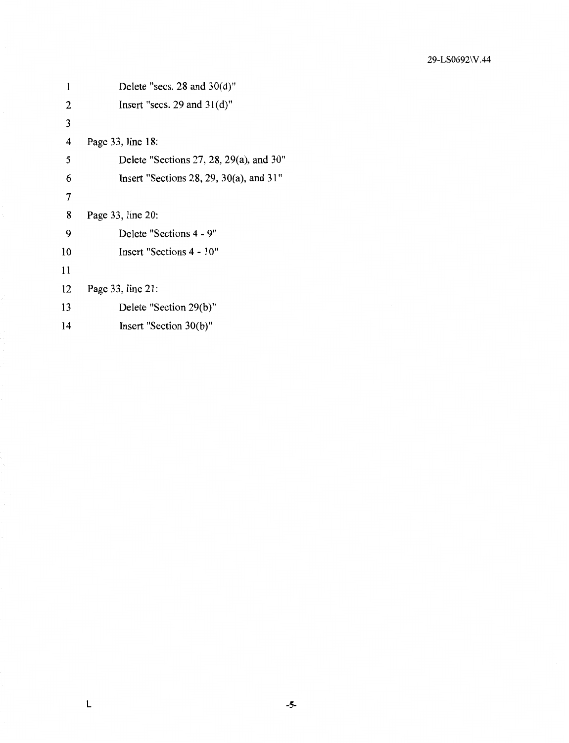Delete "secs. 28 and 30(d)"

Insert "secs. 29 and 31(d)"

Page 33, line 18:

Delete "Sections 27, 28, 29(a), and 30"

Insert "Sections 28, 29, 30(a), and 31"

Page 33, line 20:

Delete "Sections 4 - 9"

Insert "Sections 4 - 10"

Page 33, line 21:

Delete "Section 29(b)"

Insert "Section 30(b)"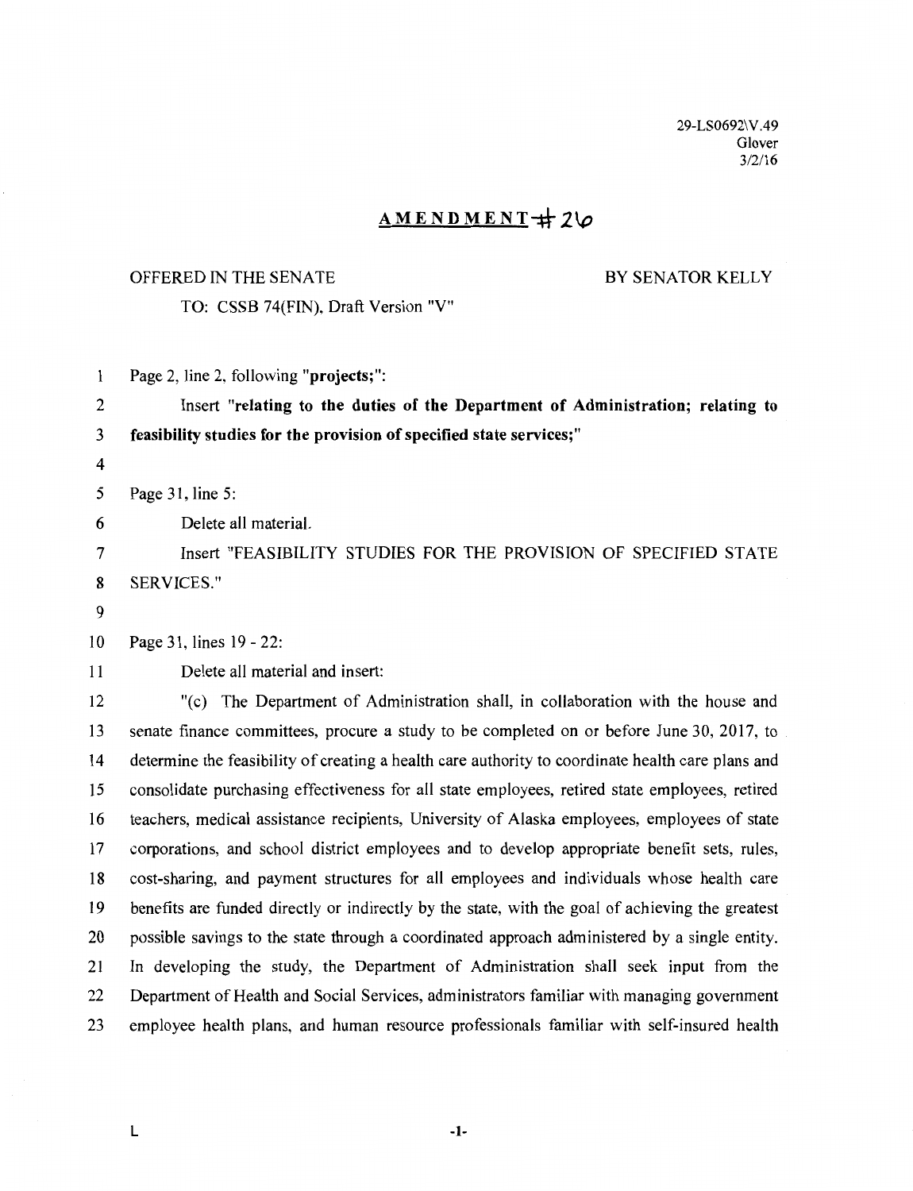29-LS0692\V.49
Glover
3/2/16

# AMENDMENT #26

OFFERED IN THE SENATE BY SENATOR KELLY

TO: CSSB 74(FIN), Draft Version "V"

1 Page 2, line 2, following "**projects;**":

2 Insert "**relating to the duties of the Department of Administration; relating to**
3 **feasibility studies for the provision of specified state services;**"

4

5 Page 31, line 5:

6 Delete all material.

7 Insert "FEASIBILITY STUDIES FOR THE PROVISION OF SPECIFIED STATE
8 SERVICES."

9

10 Page 31, lines 19 - 22:

11 Delete all material and insert:

12 "(c) The Department of Administration shall, in collaboration with the house and
13 senate finance committees, procure a study to be completed on or before June 30, 2017, to
14 determine the feasibility of creating a health care authority to coordinate health care plans and
15 consolidate purchasing effectiveness for all state employees, retired state employees, retired
16 teachers, medical assistance recipients, University of Alaska employees, employees of state
17 corporations, and school district employees and to develop appropriate benefit sets, rules,
18 cost-sharing, and payment structures for all employees and individuals whose health care
19 benefits are funded directly or indirectly by the state, with the goal of achieving the greatest
20 possible savings to the state through a coordinated approach administered by a single entity.
21 In developing the study, the Department of Administration shall seek input from the
22 Department of Health and Social Services, administrators familiar with managing government
23 employee health plans, and human resource professionals familiar with self-insured health

L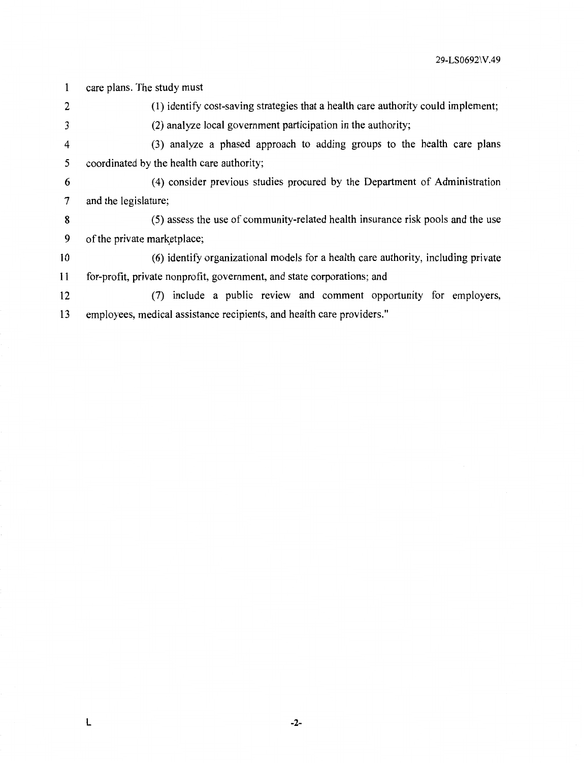care plans. The study must

(1) identify cost-saving strategies that a health care authority could implement;

(2) analyze local government participation in the authority;

(3) analyze a phased approach to adding groups to the health care plans coordinated by the health care authority;

(4) consider previous studies procured by the Department of Administration and the legislature;

(5) assess the use of community-related health insurance risk pools and the use of the private marketplace;

(6) identify organizational models for a health care authority, including private for-profit, private nonprofit, government, and state corporations; and

(7) include a public review and comment opportunity for employers, employees, medical assistance recipients, and health care providers."